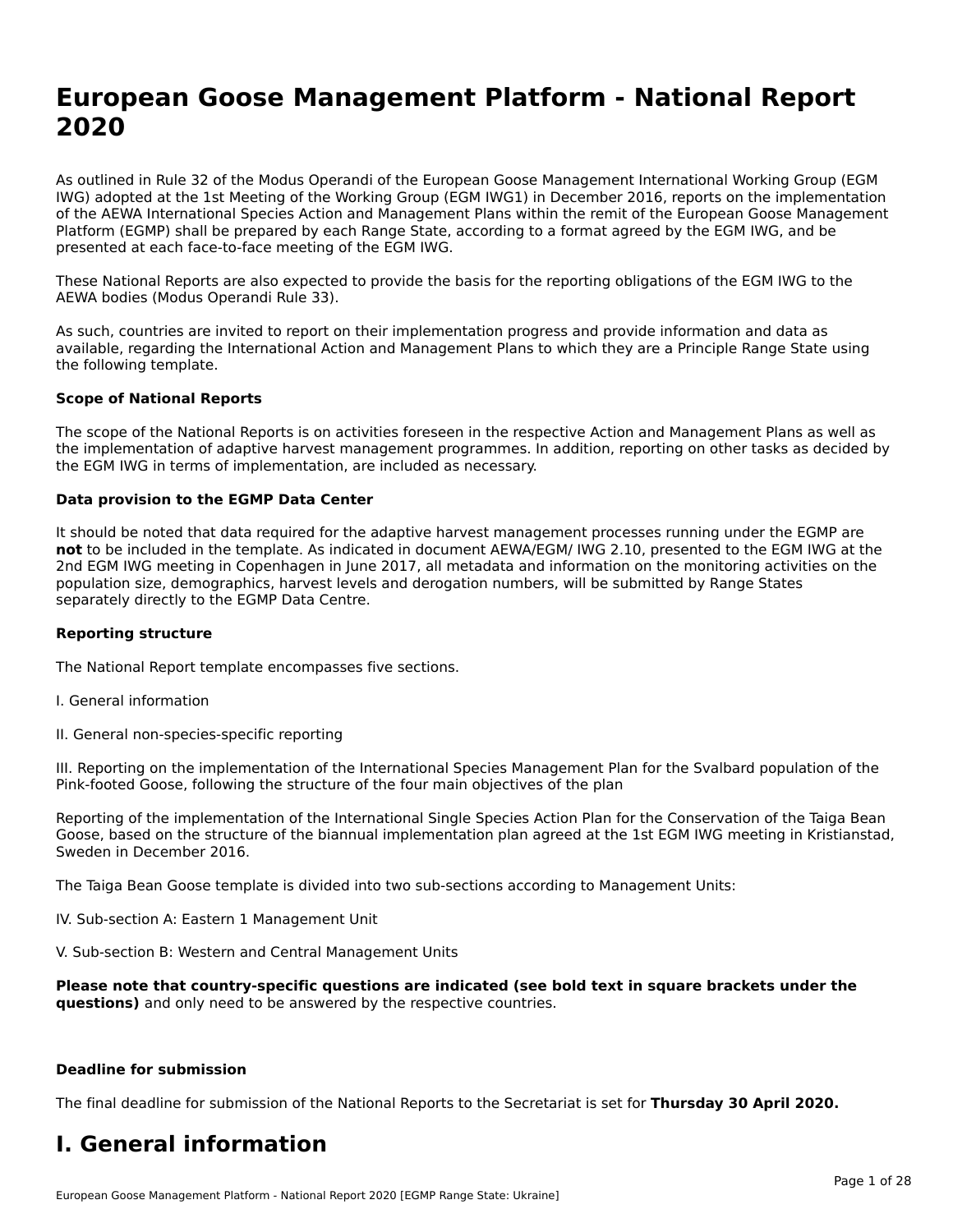# European Goose Management Platform - National Report 2020

As outlined in Rule 32 of the Modus Operandi of the European Goose Management International Working Group (EGM IWG) adopted at the 1st Meeting of the Working Group (EGM IWG1) in December 2016, reports on the implementation of the AEWA International Species Action and Management Plans within the remit of the European Goose Management Platform (EGMP) shall be prepared by each Range State, according to a format agreed by the EGM IWG, and be presented at each face-to-face meeting of the EGM IWG.

These National Reports are also expected to provide the basis for the reporting obligations of the EGM IWG to the AEWA bodies (Modus Operandi Rule 33).

As such, countries are invited to report on their implementation progress and provide information and data as available, regarding the International Action and Management Plans to which they are a Principle Range State using the following template.

**Scope of National Reports**

The scope of the National Reports is on activities foreseen in the respective Action and Management Plans as well as the implementation of adaptive harvest management programmes. In addition, reporting on other tasks as decided by the EGM IWG in terms of implementation, are included as necessary.

**Data provision to the EGMP Data Center**

It should be noted that data required for the adaptive harvest management processes running under the EGMP are **not** to be included in the template. As indicated in document AEWA/EGM/ IWG 2.10, presented to the EGM IWG at the 2nd EGM IWG meeting in Copenhagen in June 2017, all metadata and information on the monitoring activities on the population size, demographics, harvest levels and derogation numbers, will be submitted by Range States separately directly to the EGMP Data Centre.

**Reporting structure**

The National Report template encompasses five sections.

I. General information

II. General non-species-specific reporting

III. Reporting on the implementation of the International Species Management Plan for the Svalbard population of the Pink-footed Goose, following the structure of the four main objectives of the plan

Reporting of the implementation of the International Single Species Action Plan for the Conservation of the Taiga Bean Goose, based on the structure of the biannual implementation plan agreed at the 1st EGM IWG meeting in Kristianstad, Sweden in December 2016.

The Taiga Bean Goose template is divided into two sub-sections according to Management Units:

IV. Sub-section A: Eastern 1 Management Unit

V. Sub-section B: Western and Central Management Units

**Please note that country-specific questions are indicated (see bold text in square brackets under the questions)** and only need to be answered by the respective countries.

**Deadline for submission**

The final deadline for submission of the National Reports to the Secretariat is set for **Thursday 30 April 2020.**

# I. General information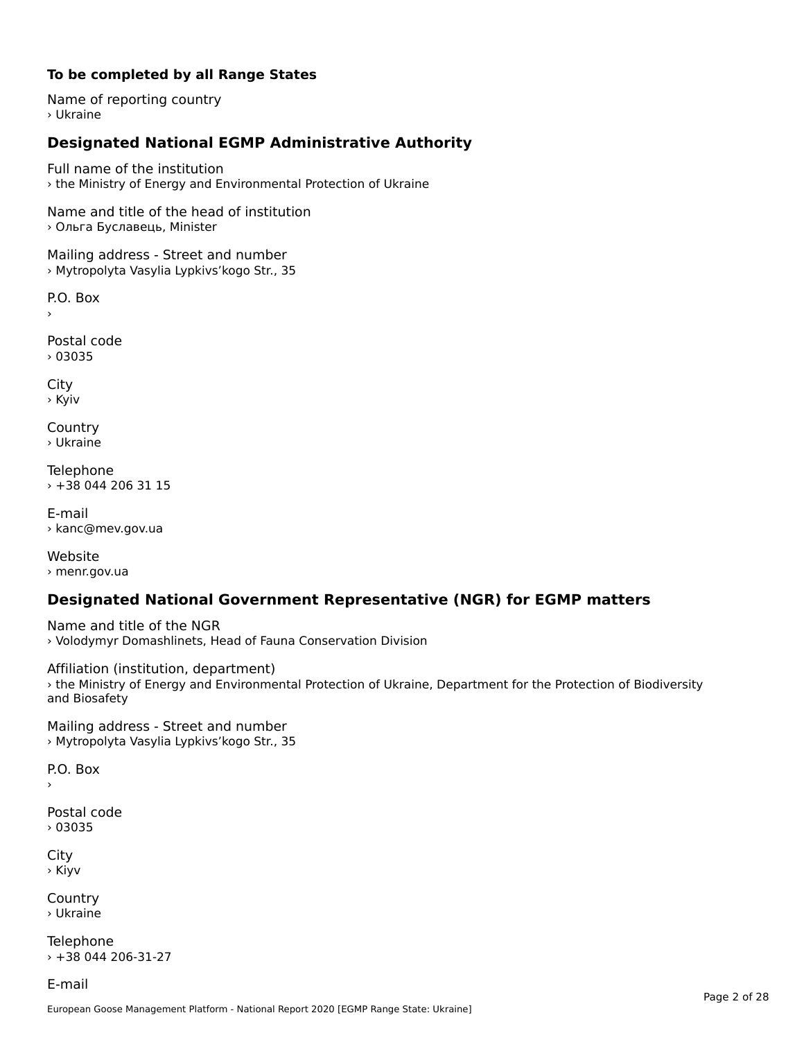**To be completed by all Range States**

Name of reporting country
› Ukraine

## Designated National EGMP Administrative Authority

Full name of the institution
› the Ministry of Energy and Environmental Protection of Ukraine

Name and title of the head of institution
› Ольга Буславець, Minister

Mailing address - Street and number
› Mytropolyta Vasylia Lypkivs'kogo Str., 35

P.O. Box
›

Postal code
› 03035

City
› Kyiv

Country
› Ukraine

Telephone
› +38 044 206 31 15

E-mail
› kanc@mev.gov.ua

Website
› menr.gov.ua

## Designated National Government Representative (NGR) for EGMP matters

Name and title of the NGR
› Volodymyr Domashlinets, Head of Fauna Conservation Division

Affiliation (institution, department)
› the Ministry of Energy and Environmental Protection of Ukraine, Department for the Protection of Biodiversity and Biosafety

Mailing address - Street and number
› Mytropolyta Vasylia Lypkivs'kogo Str., 35

P.O. Box
›

Postal code
› 03035

City
› Kiyv

Country
› Ukraine

Telephone
› +38 044 206-31-27

E-mail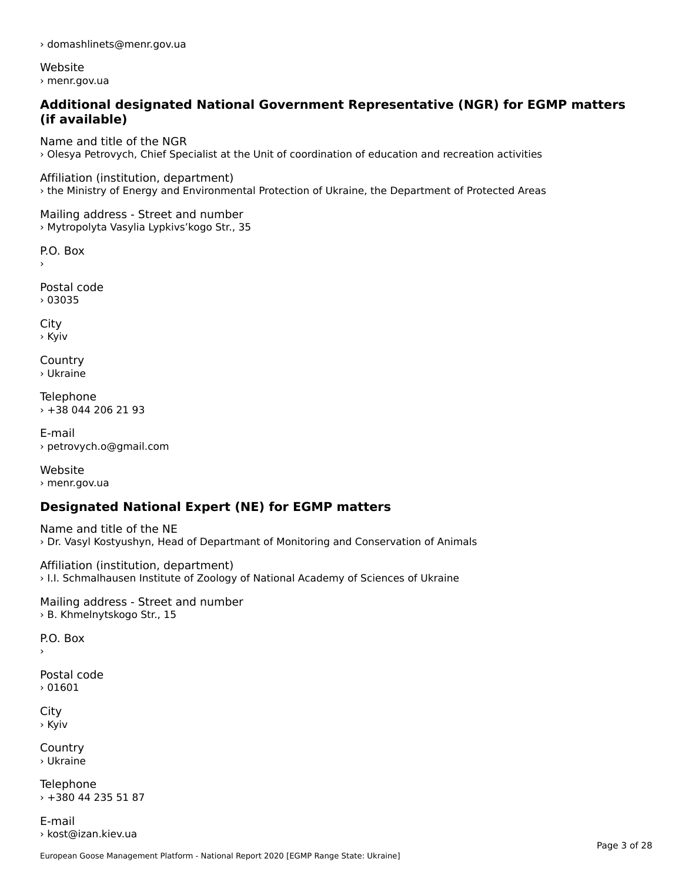› domashlinets@menr.gov.ua

Website
› menr.gov.ua

### Additional designated National Government Representative (NGR) for EGMP matters (if available)

Name and title of the NGR
› Olesya Petrovych, Chief Specialist at the Unit of coordination of education and recreation activities

Affiliation (institution, department)
› the Ministry of Energy and Environmental Protection of Ukraine, the Department of Protected Areas

Mailing address - Street and number
› Mytropolyta Vasylia Lypkivs'kogo Str., 35

P.O. Box
›

Postal code
› 03035

City
› Kyiv

Country
› Ukraine

Telephone
› +38 044 206 21 93

E-mail
› petrovych.o@gmail.com

Website
› menr.gov.ua

### Designated National Expert (NE) for EGMP matters

Name and title of the NE
› Dr. Vasyl Kostyushyn, Head of Departmant of Monitoring and Conservation of Animals

Affiliation (institution, department)
› I.I. Schmalhausen Institute of Zoology of National Academy of Sciences of Ukraine

Mailing address - Street and number
› B. Khmelnytskogo Str., 15

P.O. Box
›

Postal code
› 01601

City
› Kyiv

Country
› Ukraine

Telephone
› +380 44 235 51 87

E-mail
› kost@izan.kiev.ua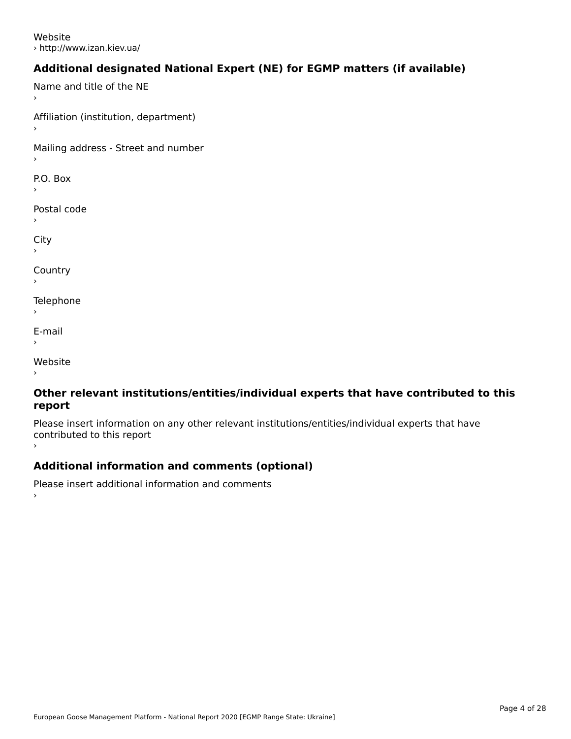Website
› http://www.izan.kiev.ua/

### Additional designated National Expert (NE) for EGMP matters (if available)

Name and title of the NE
›

Affiliation (institution, department)
›

Mailing address - Street and number
›

P.O. Box
›

Postal code
›

City
›

Country
›

Telephone
›

E-mail
›

Website
›

### Other relevant institutions/entities/individual experts that have contributed to this report

Please insert information on any other relevant institutions/entities/individual experts that have contributed to this report
›

### Additional information and comments (optional)

Please insert additional information and comments
›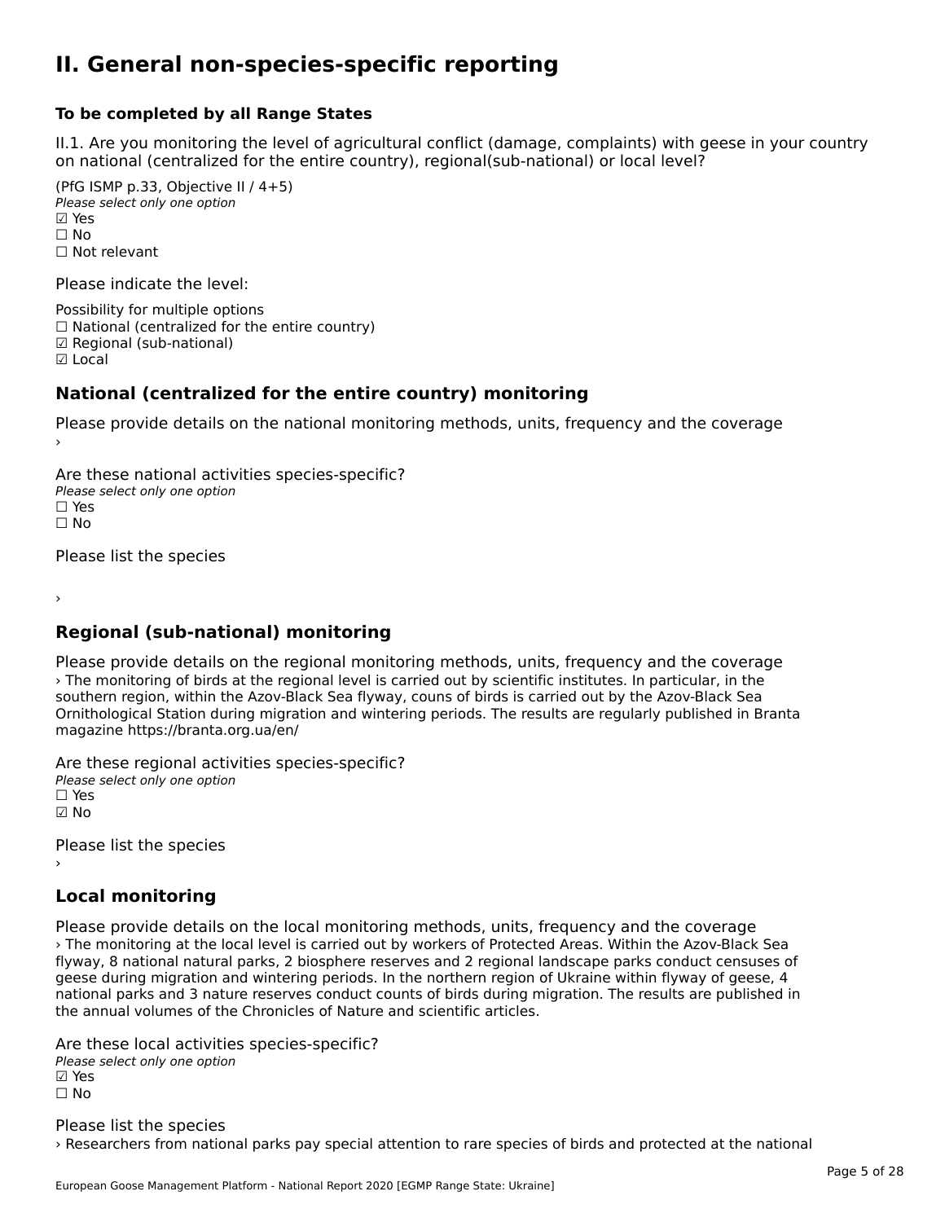# II. General non-species-specific reporting

**To be completed by all Range States**

II.1. Are you monitoring the level of agricultural conflict (damage, complaints) with geese in your country on national (centralized for the entire country), regional(sub-national) or local level?

(PfG ISMP p.33, Objective II / 4+5)
*Please select only one option*
☑ Yes
☐ No
☐ Not relevant

Please indicate the level:

Possibility for multiple options
☐ National (centralized for the entire country)
☑ Regional (sub-national)
☑ Local

## National (centralized for the entire country) monitoring

Please provide details on the national monitoring methods, units, frequency and the coverage
›

Are these national activities species-specific?
*Please select only one option*
☐ Yes
☐ No

Please list the species

›

## Regional (sub-national) monitoring

Please provide details on the regional monitoring methods, units, frequency and the coverage
› The monitoring of birds at the regional level is carried out by scientific institutes. In particular, in the southern region, within the Azov-Black Sea flyway, couns of birds is carried out by the Azov-Black Sea Ornithological Station during migration and wintering periods. The results are regularly published in Branta magazine https://branta.org.ua/en/

Are these regional activities species-specific?
*Please select only one option*
☐ Yes
☑ No

Please list the species
›

## Local monitoring

Please provide details on the local monitoring methods, units, frequency and the coverage
› The monitoring at the local level is carried out by workers of Protected Areas. Within the Azov-Black Sea flyway, 8 national natural parks, 2 biosphere reserves and 2 regional landscape parks conduct censuses of geese during migration and wintering periods. In the northern region of Ukraine within flyway of geese, 4 national parks and 3 nature reserves conduct counts of birds during migration. The results are published in the annual volumes of the Chronicles of Nature and scientific articles.

Are these local activities species-specific?
*Please select only one option*
☑ Yes
☐ No

Please list the species
› Researchers from national parks pay special attention to rare species of birds and protected at the national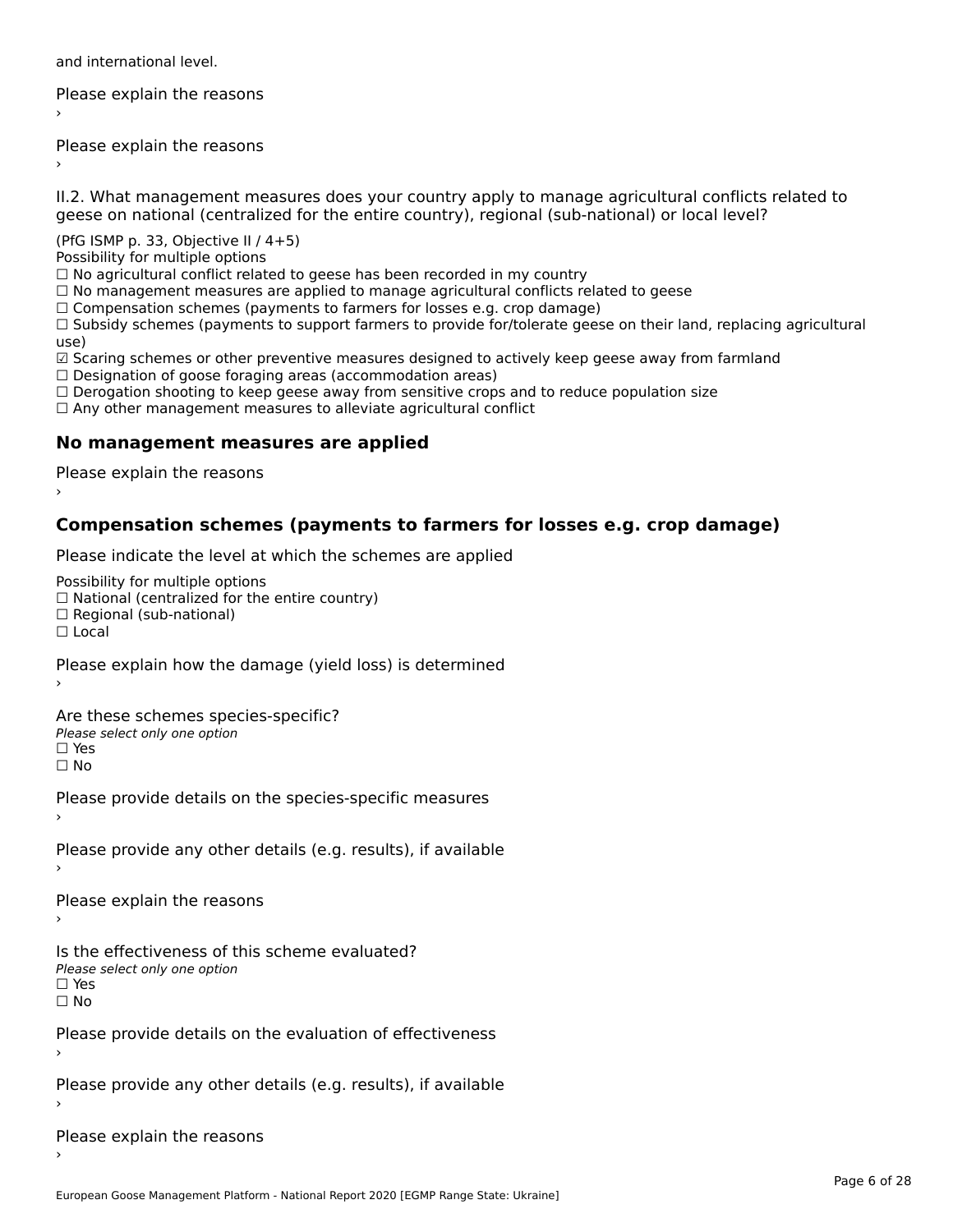and international level.

Please explain the reasons

›

Please explain the reasons

›

II.2. What management measures does your country apply to manage agricultural conflicts related to geese on national (centralized for the entire country), regional (sub-national) or local level?

(PfG ISMP p. 33, Objective II / 4+5)

Possibility for multiple options

☐ No agricultural conflict related to geese has been recorded in my country

☐ No management measures are applied to manage agricultural conflicts related to geese

☐ Compensation schemes (payments to farmers for losses e.g. crop damage)

☐ Subsidy schemes (payments to support farmers to provide for/tolerate geese on their land, replacing agricultural use)

☑ Scaring schemes or other preventive measures designed to actively keep geese away from farmland

☐ Designation of goose foraging areas (accommodation areas)

☐ Derogation shooting to keep geese away from sensitive crops and to reduce population size

☐ Any other management measures to alleviate agricultural conflict

## No management measures are applied

Please explain the reasons

›

## Compensation schemes (payments to farmers for losses e.g. crop damage)

Please indicate the level at which the schemes are applied

Possibility for multiple options

☐ National (centralized for the entire country)

☐ Regional (sub-national)

☐ Local

Please explain how the damage (yield loss) is determined

›

Are these schemes species-specific?

*Please select only one option*

☐ Yes

☐ No

Please provide details on the species-specific measures

›

Please provide any other details (e.g. results), if available

›

Please explain the reasons

›

Is the effectiveness of this scheme evaluated?

*Please select only one option*

☐ Yes

☐ No

Please provide details on the evaluation of effectiveness

›

Please provide any other details (e.g. results), if available

›

Please explain the reasons

›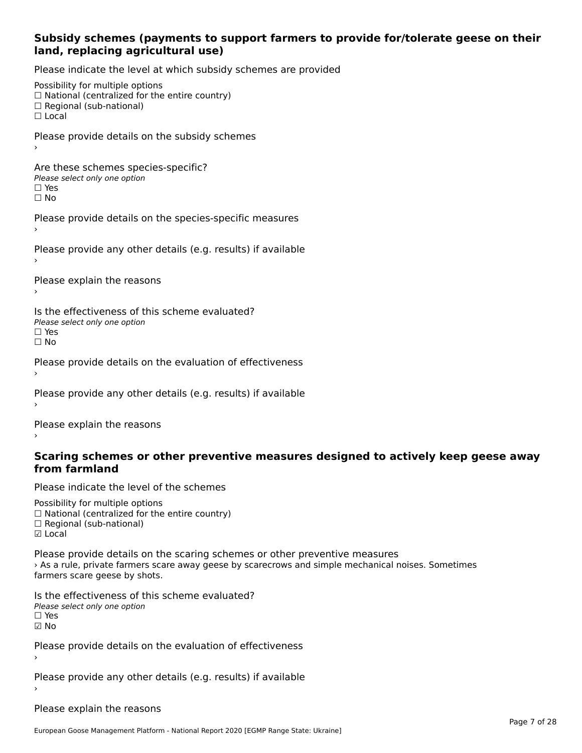### Subsidy schemes (payments to support farmers to provide for/tolerate geese on their land, replacing agricultural use)

Please indicate the level at which subsidy schemes are provided

Possibility for multiple options
☐ National (centralized for the entire country)
☐ Regional (sub-national)
☐ Local

Please provide details on the subsidy schemes
›

Are these schemes species-specific?
*Please select only one option*
☐ Yes
☐ No

Please provide details on the species-specific measures
›

Please provide any other details (e.g. results) if available
›

Please explain the reasons
›

Is the effectiveness of this scheme evaluated?
*Please select only one option*
☐ Yes
☐ No

Please provide details on the evaluation of effectiveness
›

Please provide any other details (e.g. results) if available
›

Please explain the reasons
›

### Scaring schemes or other preventive measures designed to actively keep geese away from farmland

Please indicate the level of the schemes

Possibility for multiple options
☐ National (centralized for the entire country)
☐ Regional (sub-national)
☑ Local

Please provide details on the scaring schemes or other preventive measures
› As a rule, private farmers scare away geese by scarecrows and simple mechanical noises. Sometimes farmers scare geese by shots.

Is the effectiveness of this scheme evaluated?
*Please select only one option*
☐ Yes
☑ No

Please provide details on the evaluation of effectiveness
›

Please provide any other details (e.g. results) if available
›

Please explain the reasons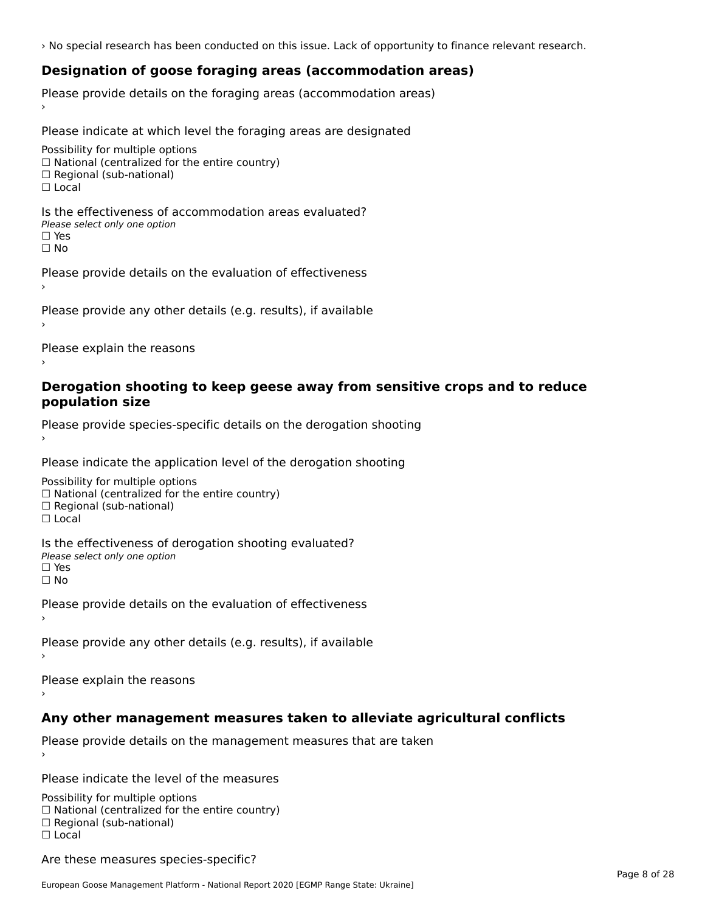› No special research has been conducted on this issue. Lack of opportunity to finance relevant research.

## Designation of goose foraging areas (accommodation areas)

Please provide details on the foraging areas (accommodation areas)

›

Please indicate at which level the foraging areas are designated

Possibility for multiple options
☐ National (centralized for the entire country)
☐ Regional (sub-national)
☐ Local

Is the effectiveness of accommodation areas evaluated?
*Please select only one option*
☐ Yes
☐ No

Please provide details on the evaluation of effectiveness

›

Please provide any other details (e.g. results), if available

›

Please explain the reasons

›

## Derogation shooting to keep geese away from sensitive crops and to reduce population size

Please provide species-specific details on the derogation shooting

›

Please indicate the application level of the derogation shooting

Possibility for multiple options
☐ National (centralized for the entire country)
☐ Regional (sub-national)
☐ Local

Is the effectiveness of derogation shooting evaluated?
*Please select only one option*
☐ Yes
☐ No

Please provide details on the evaluation of effectiveness

›

Please provide any other details (e.g. results), if available

›

Please explain the reasons

›

## Any other management measures taken to alleviate agricultural conflicts

Please provide details on the management measures that are taken

›

Please indicate the level of the measures

Possibility for multiple options
☐ National (centralized for the entire country)
☐ Regional (sub-national)
☐ Local

Are these measures species-specific?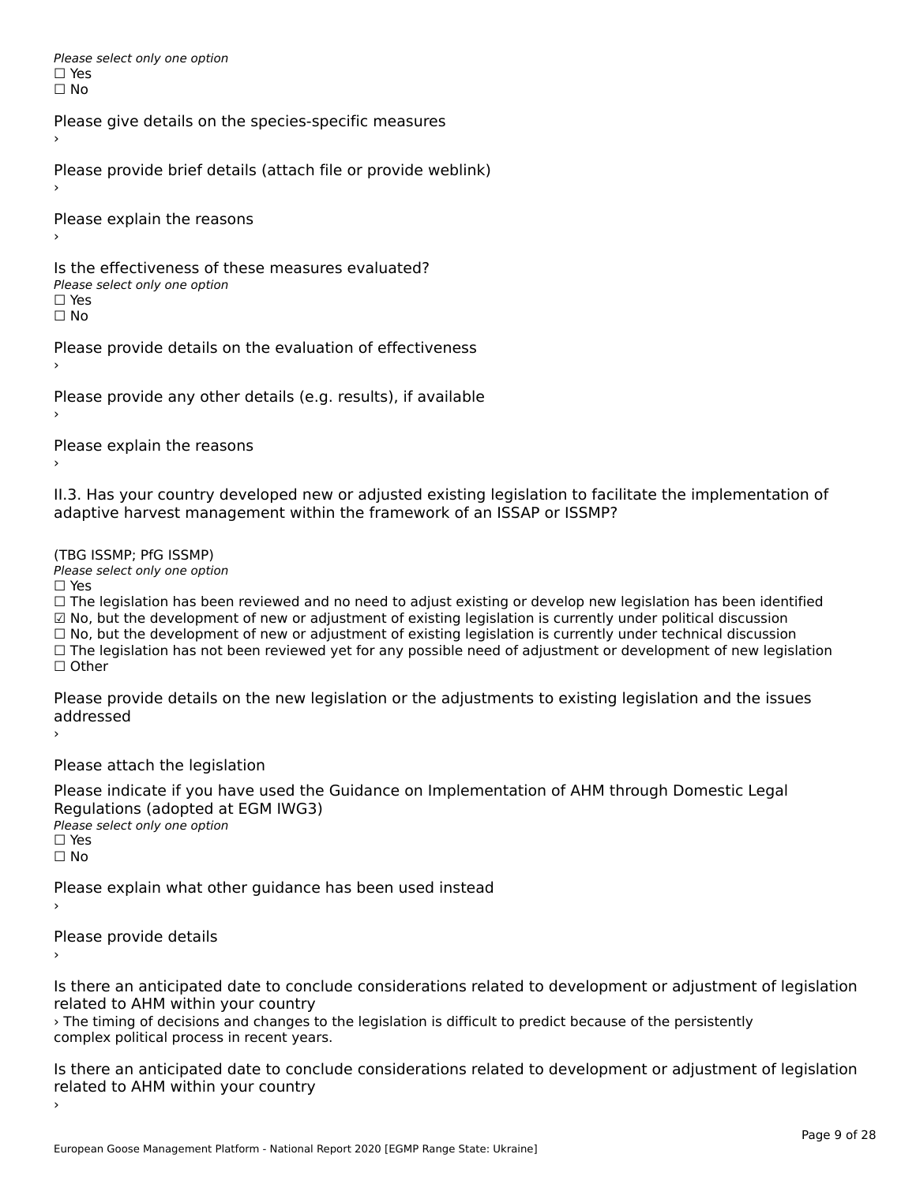*Please select only one option*
☐ Yes
☐ No

Please give details on the species-specific measures
›

Please provide brief details (attach file or provide weblink)
›

Please explain the reasons
›

Is the effectiveness of these measures evaluated?
*Please select only one option*
☐ Yes
☐ No

Please provide details on the evaluation of effectiveness
›

Please provide any other details (e.g. results), if available
›

Please explain the reasons
›

II.3. Has your country developed new or adjusted existing legislation to facilitate the implementation of adaptive harvest management within the framework of an ISSAP or ISSMP?

(TBG ISSMP; PfG ISSMP)
*Please select only one option*
☐ Yes
☐ The legislation has been reviewed and no need to adjust existing or develop new legislation has been identified
☑ No, but the development of new or adjustment of existing legislation is currently under political discussion
☐ No, but the development of new or adjustment of existing legislation is currently under technical discussion
☐ The legislation has not been reviewed yet for any possible need of adjustment or development of new legislation
☐ Other

Please provide details on the new legislation or the adjustments to existing legislation and the issues addressed
›

Please attach the legislation

Please indicate if you have used the Guidance on Implementation of AHM through Domestic Legal Regulations (adopted at EGM IWG3)
*Please select only one option*
☐ Yes
☐ No

Please explain what other guidance has been used instead
›

Please provide details
›

Is there an anticipated date to conclude considerations related to development or adjustment of legislation related to AHM within your country
› The timing of decisions and changes to the legislation is difficult to predict because of the persistently complex political process in recent years.

Is there an anticipated date to conclude considerations related to development or adjustment of legislation related to AHM within your country
›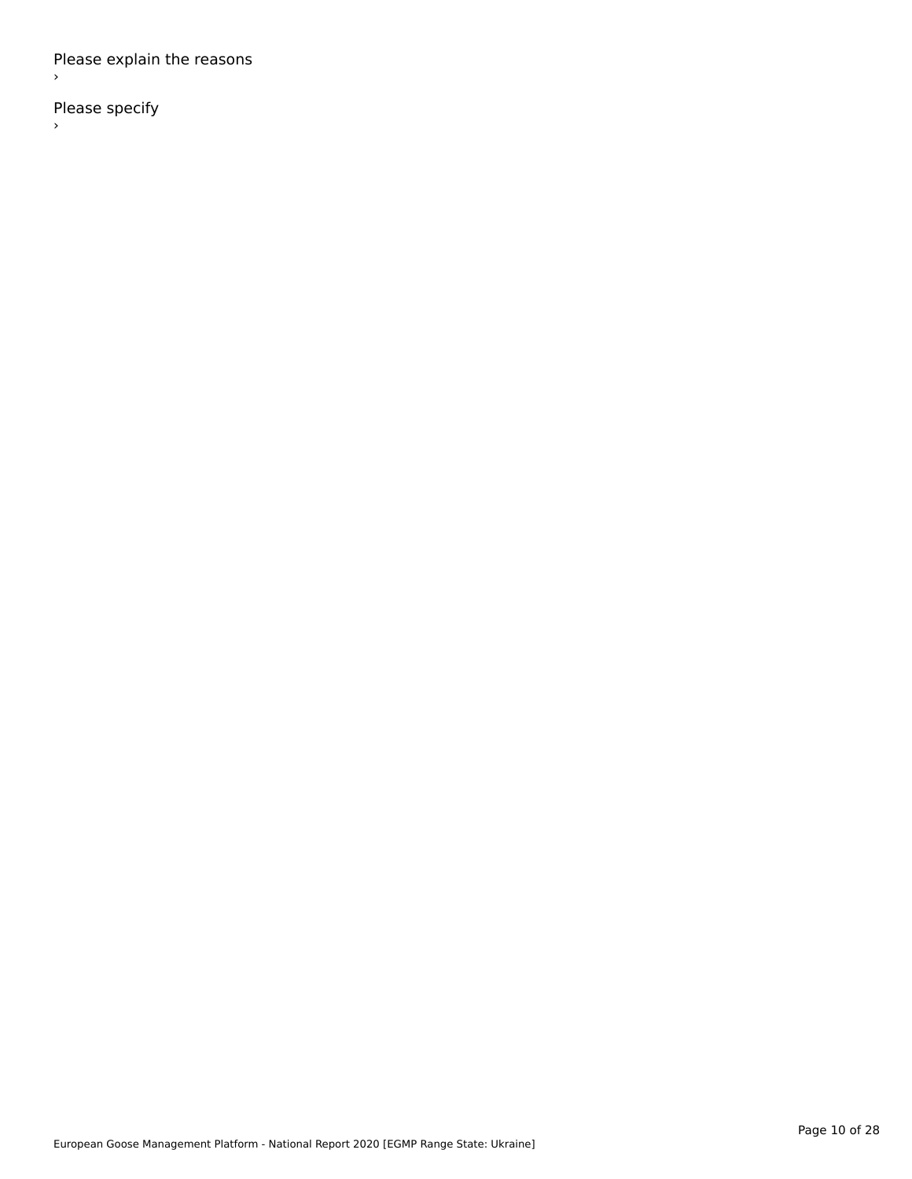Please explain the reasons

›

Please specify

›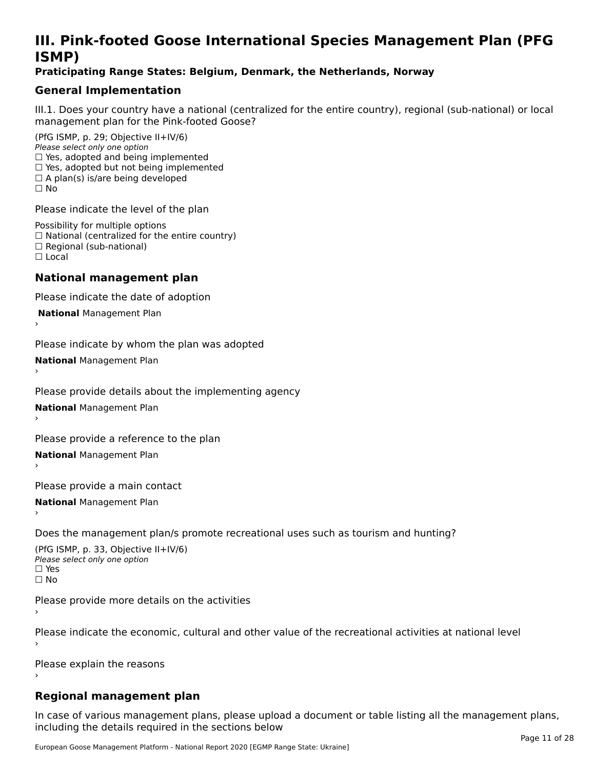# III. Pink-footed Goose International Species Management Plan (PFG ISMP)

**Praticipating Range States: Belgium, Denmark, the Netherlands, Norway**

## General Implementation

III.1. Does your country have a national (centralized for the entire country), regional (sub-national) or local management plan for the Pink-footed Goose?

(PfG ISMP, p. 29; Objective II+IV/6)
*Please select only one option*
☐ Yes, adopted and being implemented
☐ Yes, adopted but not being implemented
☐ A plan(s) is/are being developed
☐ No

Please indicate the level of the plan

Possibility for multiple options
☐ National (centralized for the entire country)
☐ Regional (sub-national)
☐ Local

## National management plan

Please indicate the date of adoption

**National** Management Plan
›

Please indicate by whom the plan was adopted

**National** Management Plan
›

Please provide details about the implementing agency

**National** Management Plan
›

Please provide a reference to the plan

**National** Management Plan
›

Please provide a main contact

**National** Management Plan
›

Does the management plan/s promote recreational uses such as tourism and hunting?

(PfG ISMP, p. 33, Objective II+IV/6)
*Please select only one option*
☐ Yes
☐ No

Please provide more details on the activities
›

Please indicate the economic, cultural and other value of the recreational activities at national level
›

Please explain the reasons
›

## Regional management plan

In case of various management plans, please upload a document or table listing all the management plans, including the details required in the sections below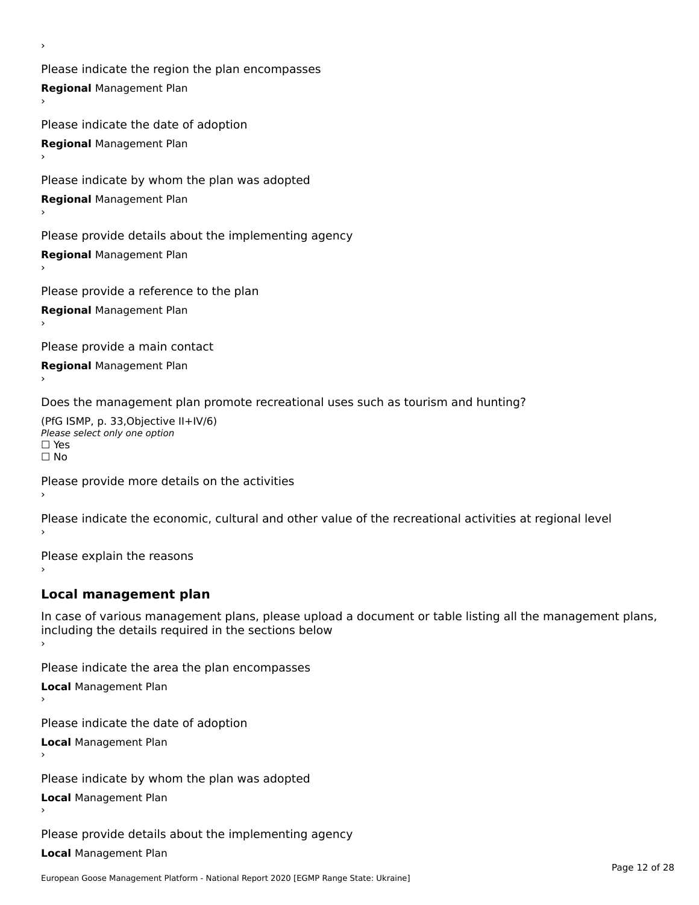›

Please indicate the region the plan encompasses

**Regional** Management Plan

›

Please indicate the date of adoption

**Regional** Management Plan

›

Please indicate by whom the plan was adopted

**Regional** Management Plan

›

Please provide details about the implementing agency

**Regional** Management Plan

›

Please provide a reference to the plan

**Regional** Management Plan

›

Please provide a main contact

**Regional** Management Plan

›

Does the management plan promote recreational uses such as tourism and hunting?

(PfG ISMP, p. 33,Objective II+IV/6)
*Please select only one option*
☐ Yes
☐ No

Please provide more details on the activities
›

Please indicate the economic, cultural and other value of the recreational activities at regional level
›

Please explain the reasons
›

## Local management plan

In case of various management plans, please upload a document or table listing all the management plans, including the details required in the sections below
›

Please indicate the area the plan encompasses

**Local** Management Plan

›

Please indicate the date of adoption

**Local** Management Plan

›

Please indicate by whom the plan was adopted

**Local** Management Plan

›

Please provide details about the implementing agency

**Local** Management Plan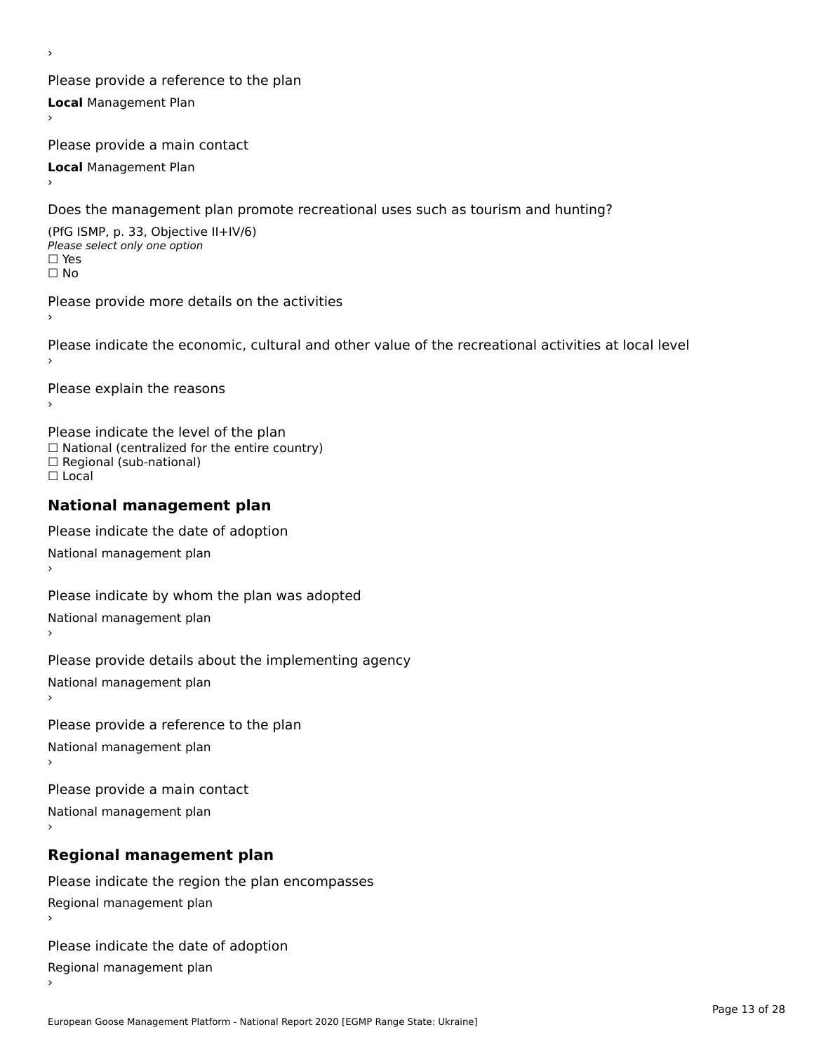›

Please provide a reference to the plan

**Local** Management Plan

›

Please provide a main contact

**Local** Management Plan

›

Does the management plan promote recreational uses such as tourism and hunting?

(PfG ISMP, p. 33, Objective II+IV/6)

*Please select only one option*

☐ Yes

☐ No

Please provide more details on the activities

›

Please indicate the economic, cultural and other value of the recreational activities at local level

›

Please explain the reasons

›

Please indicate the level of the plan

☐ National (centralized for the entire country)

☐ Regional (sub-national)

☐ Local

## National management plan

Please indicate the date of adoption

National management plan

›

Please indicate by whom the plan was adopted

National management plan

›

Please provide details about the implementing agency

National management plan

›

Please provide a reference to the plan

National management plan

›

Please provide a main contact

National management plan

›

## Regional management plan

Please indicate the region the plan encompasses

Regional management plan

›

Please indicate the date of adoption

Regional management plan

›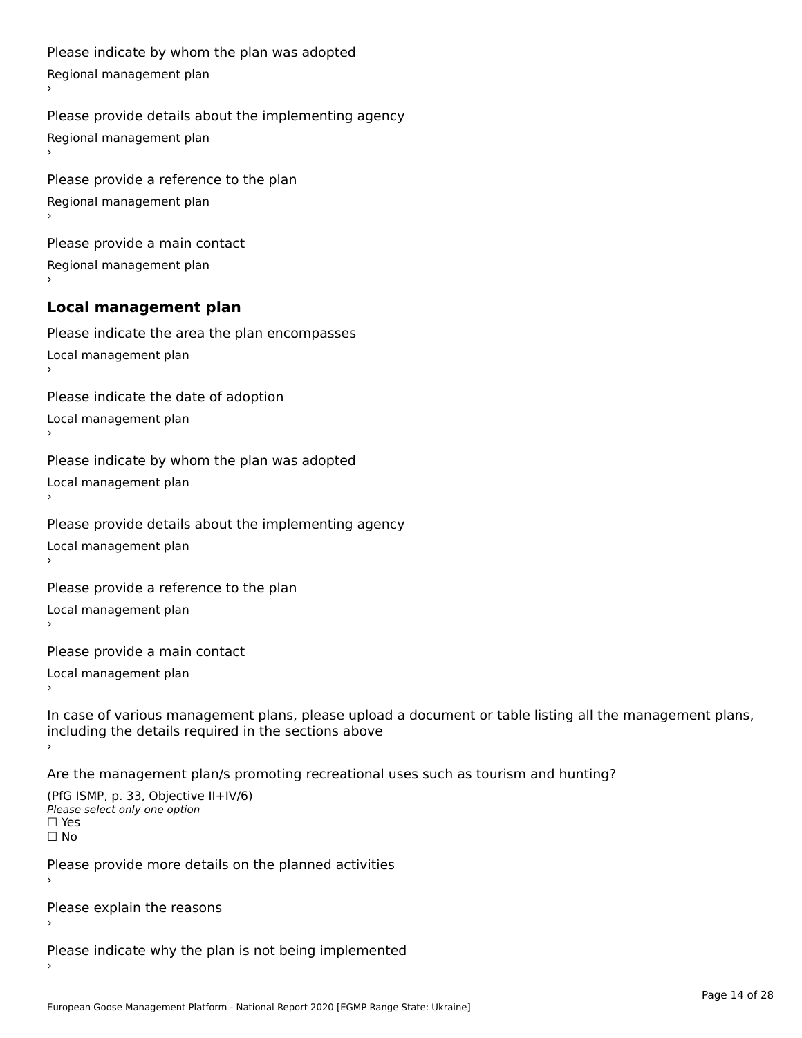Please indicate by whom the plan was adopted

Regional management plan

›

Please provide details about the implementing agency

Regional management plan

›

Please provide a reference to the plan

Regional management plan

›

Please provide a main contact

Regional management plan

›

### Local management plan

Please indicate the area the plan encompasses

Local management plan

›

Please indicate the date of adoption

Local management plan

›

Please indicate by whom the plan was adopted

Local management plan

›

Please provide details about the implementing agency

Local management plan

›

Please provide a reference to the plan

Local management plan

›

Please provide a main contact

Local management plan

›

In case of various management plans, please upload a document or table listing all the management plans, including the details required in the sections above

›

Are the management plan/s promoting recreational uses such as tourism and hunting?

(PfG ISMP, p. 33, Objective II+IV/6)

*Please select only one option*

☐ Yes

☐ No

Please provide more details on the planned activities

›

Please explain the reasons

›

Please indicate why the plan is not being implemented

›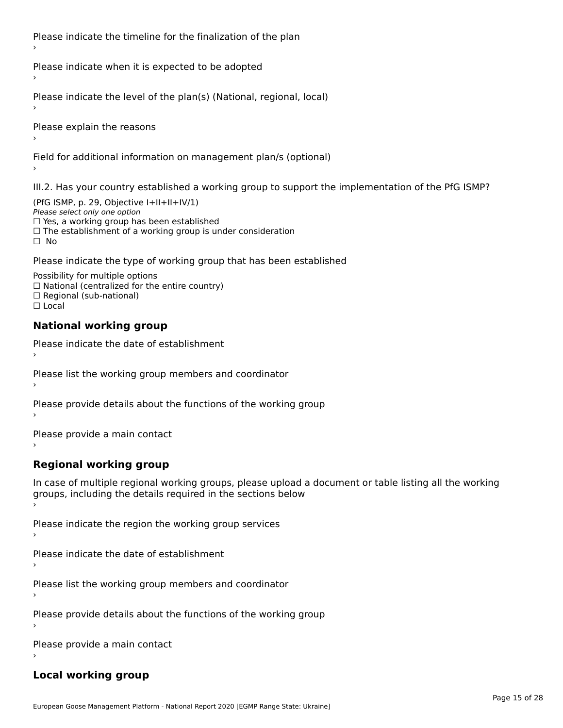Please indicate the timeline for the finalization of the plan

›

Please indicate when it is expected to be adopted

›

Please indicate the level of the plan(s) (National, regional, local)

›

Please explain the reasons

›

Field for additional information on management plan/s (optional)

›

III.2. Has your country established a working group to support the implementation of the PfG ISMP?

(PfG ISMP, p. 29, Objective I+II+II+IV/1)

*Please select only one option*

☐ Yes, a working group has been established

☐ The establishment of a working group is under consideration

☐ No

Please indicate the type of working group that has been established

Possibility for multiple options

☐ National (centralized for the entire country)

☐ Regional (sub-national)

☐ Local

## National working group

Please indicate the date of establishment

›

Please list the working group members and coordinator

›

Please provide details about the functions of the working group

›

Please provide a main contact

›

## Regional working group

In case of multiple regional working groups, please upload a document or table listing all the working groups, including the details required in the sections below

›

Please indicate the region the working group services

›

Please indicate the date of establishment

›

Please list the working group members and coordinator

›

Please provide details about the functions of the working group

›

Please provide a main contact

›

## Local working group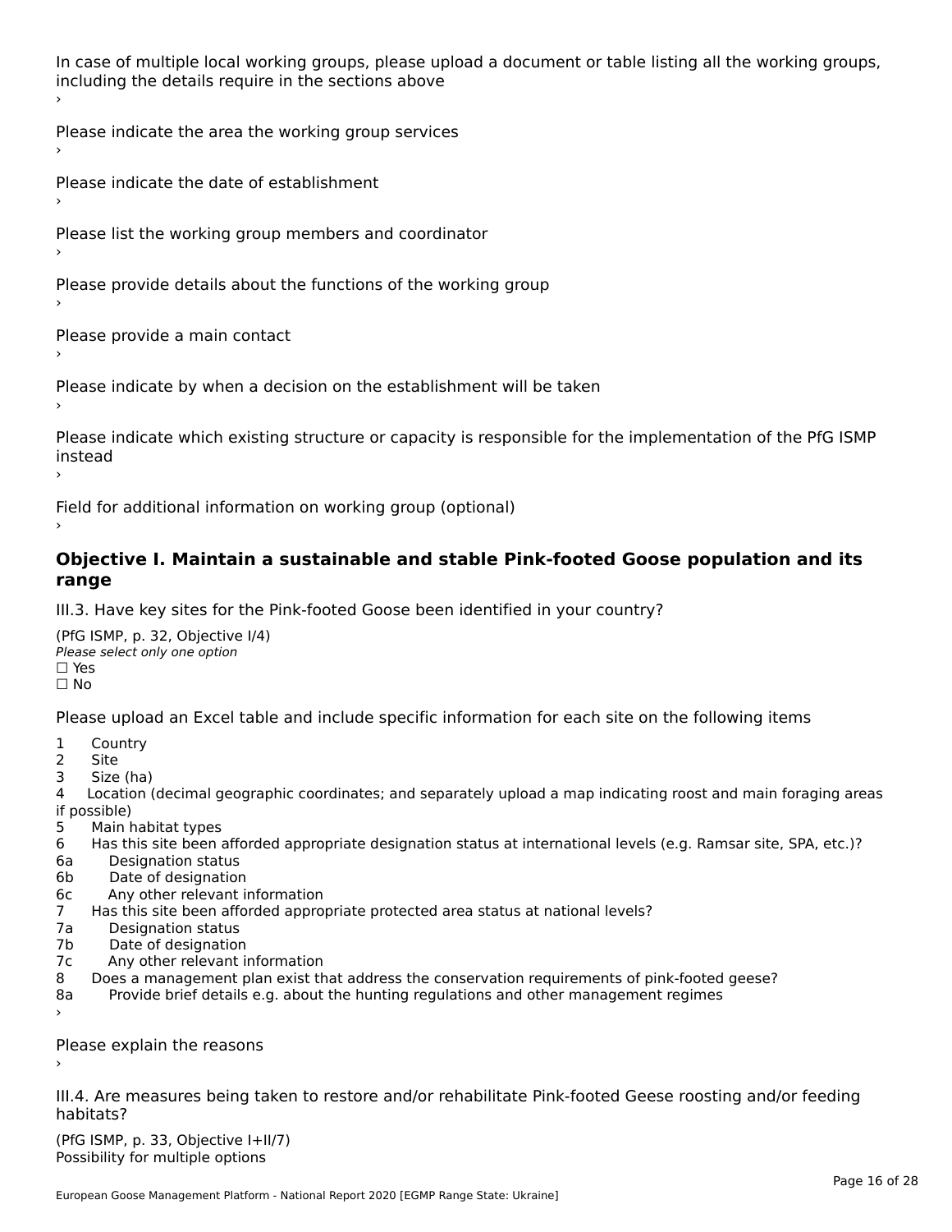In case of multiple local working groups, please upload a document or table listing all the working groups, including the details require in the sections above

›

Please indicate the area the working group services

›

Please indicate the date of establishment

›

Please list the working group members and coordinator

›

Please provide details about the functions of the working group

›

Please provide a main contact

›

Please indicate by when a decision on the establishment will be taken

›

Please indicate which existing structure or capacity is responsible for the implementation of the PfG ISMP instead

›

Field for additional information on working group (optional)

›

## Objective I. Maintain a sustainable and stable Pink-footed Goose population and its range

III.3. Have key sites for the Pink-footed Goose been identified in your country?

(PfG ISMP, p. 32, Objective I/4)
*Please select only one option*
☐ Yes
☐ No

Please upload an Excel table and include specific information for each site on the following items

1 Country
2 Site
3 Size (ha)
4 Location (decimal geographic coordinates; and separately upload a map indicating roost and main foraging areas if possible)
5 Main habitat types
6 Has this site been afforded appropriate designation status at international levels (e.g. Ramsar site, SPA, etc.)?
6a Designation status
6b Date of designation
6c Any other relevant information
7 Has this site been afforded appropriate protected area status at national levels?
7a Designation status
7b Date of designation
7c Any other relevant information
8 Does a management plan exist that address the conservation requirements of pink-footed geese?
8a Provide brief details e.g. about the hunting regulations and other management regimes

›

Please explain the reasons

›

III.4. Are measures being taken to restore and/or rehabilitate Pink-footed Geese roosting and/or feeding habitats?

(PfG ISMP, p. 33, Objective I+II/7)
Possibility for multiple options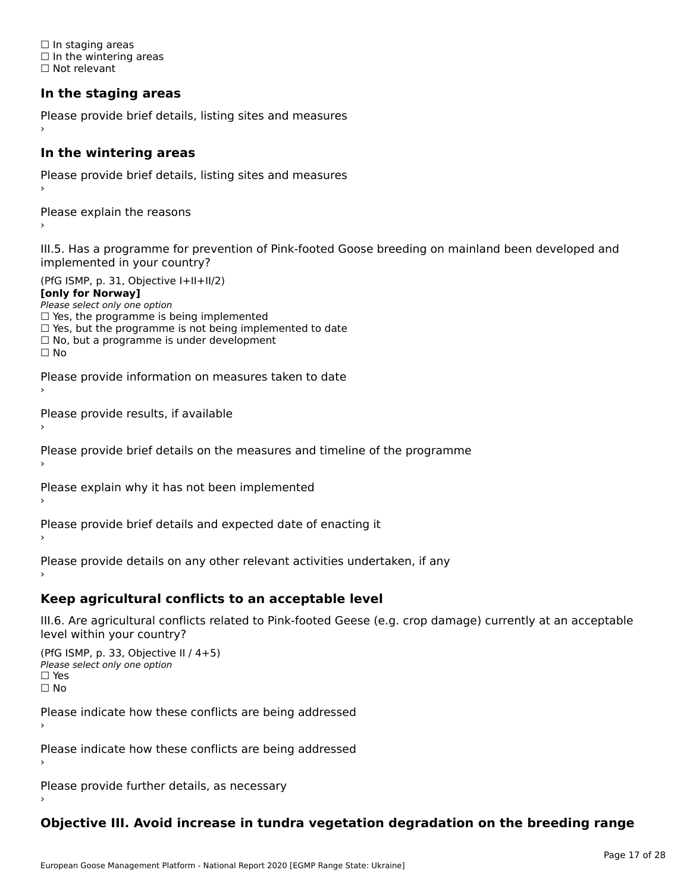☐ In staging areas
☐ In the wintering areas
☐ Not relevant

### In the staging areas

Please provide brief details, listing sites and measures
›

### In the wintering areas

Please provide brief details, listing sites and measures
›

Please explain the reasons
›

III.5. Has a programme for prevention of Pink-footed Goose breeding on mainland been developed and implemented in your country?

(PfG ISMP, p. 31, Objective I+II+II/2)
**[only for Norway]**
*Please select only one option*
☐ Yes, the programme is being implemented
☐ Yes, but the programme is not being implemented to date
☐ No, but a programme is under development
☐ No

Please provide information on measures taken to date
›

Please provide results, if available
›

Please provide brief details on the measures and timeline of the programme
›

Please explain why it has not been implemented
›

Please provide brief details and expected date of enacting it
›

Please provide details on any other relevant activities undertaken, if any
›

### Keep agricultural conflicts to an acceptable level

III.6. Are agricultural conflicts related to Pink-footed Geese (e.g. crop damage) currently at an acceptable level within your country?

(PfG ISMP, p. 33, Objective II / 4+5)
*Please select only one option*
☐ Yes
☐ No

Please indicate how these conflicts are being addressed
›

Please indicate how these conflicts are being addressed
›

Please provide further details, as necessary
›

### Objective III. Avoid increase in tundra vegetation degradation on the breeding range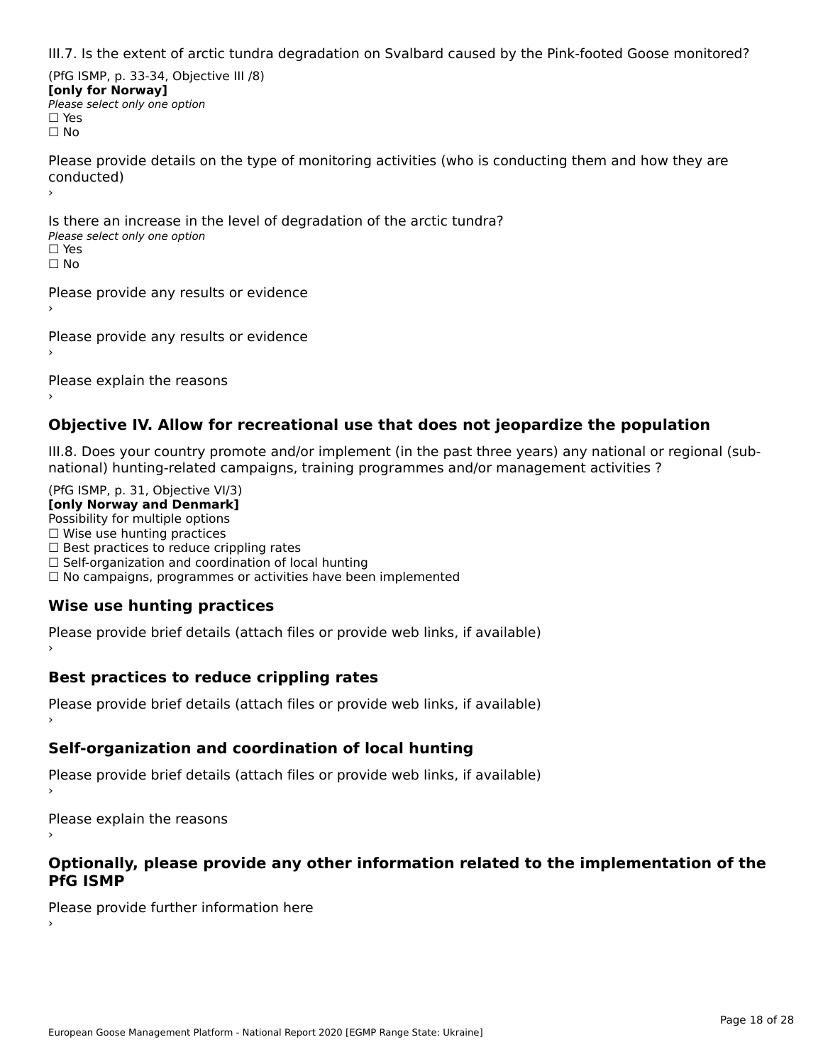III.7. Is the extent of arctic tundra degradation on Svalbard caused by the Pink-footed Goose monitored?

(PfG ISMP, p. 33-34, Objective III /8)
**[only for Norway]**
*Please select only one option*
☐ Yes
☐ No

Please provide details on the type of monitoring activities (who is conducting them and how they are conducted)
›

Is there an increase in the level of degradation of the arctic tundra?
*Please select only one option*
☐ Yes
☐ No

Please provide any results or evidence
›

Please provide any results or evidence
›

Please explain the reasons
›

## Objective IV. Allow for recreational use that does not jeopardize the population

III.8. Does your country promote and/or implement (in the past three years) any national or regional (sub-national) hunting-related campaigns, training programmes and/or management activities ?

(PfG ISMP, p. 31, Objective VI/3)
**[only Norway and Denmark]**
Possibility for multiple options
☐ Wise use hunting practices
☐ Best practices to reduce crippling rates
☐ Self-organization and coordination of local hunting
☐ No campaigns, programmes or activities have been implemented

### Wise use hunting practices

Please provide brief details (attach files or provide web links, if available)
›

### Best practices to reduce crippling rates

Please provide brief details (attach files or provide web links, if available)
›

### Self-organization and coordination of local hunting

Please provide brief details (attach files or provide web links, if available)
›

Please explain the reasons
›

### Optionally, please provide any other information related to the implementation of the PfG ISMP

Please provide further information here
›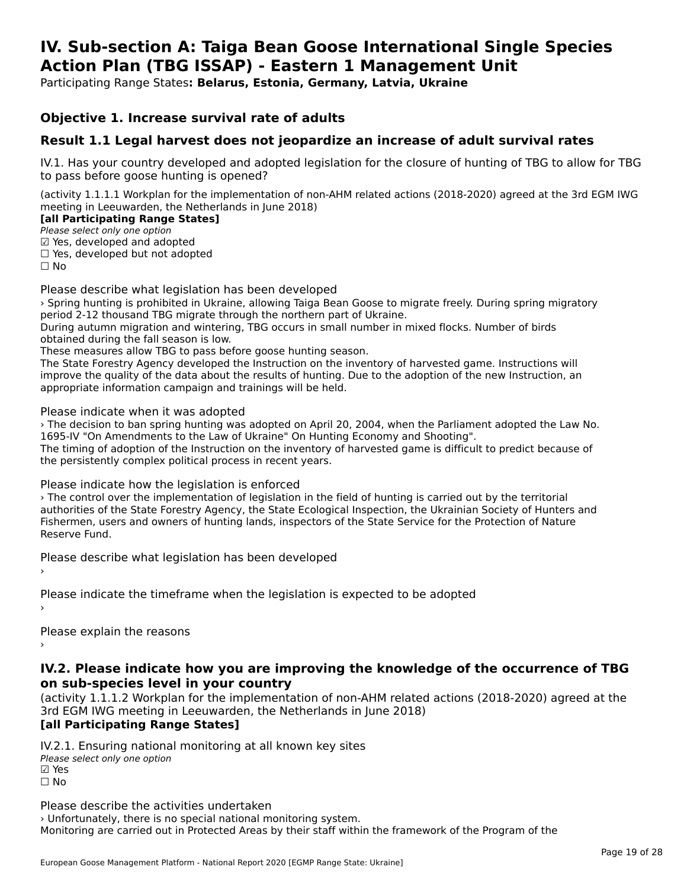# IV. Sub-section A: Taiga Bean Goose International Single Species Action Plan (TBG ISSAP) - Eastern 1 Management Unit

Participating Range States**: Belarus, Estonia, Germany, Latvia, Ukraine**

## Objective 1. Increase survival rate of adults

## Result 1.1 Legal harvest does not jeopardize an increase of adult survival rates

IV.1. Has your country developed and adopted legislation for the closure of hunting of TBG to allow for TBG to pass before goose hunting is opened?

(activity 1.1.1.1 Workplan for the implementation of non-AHM related actions (2018-2020) agreed at the 3rd EGM IWG meeting in Leeuwarden, the Netherlands in June 2018)
**[all Participating Range States]**
*Please select only one option*
☑ Yes, developed and adopted
☐ Yes, developed but not adopted
☐ No

Please describe what legislation has been developed
› Spring hunting is prohibited in Ukraine, allowing Taiga Bean Goose to migrate freely. During spring migratory period 2-12 thousand TBG migrate through the northern part of Ukraine.
During autumn migration and wintering, TBG occurs in small number in mixed flocks. Number of birds obtained during the fall season is low.
These measures allow TBG to pass before goose hunting season.
The State Forestry Agency developed the Instruction on the inventory of harvested game. Instructions will improve the quality of the data about the results of hunting. Due to the adoption of the new Instruction, an appropriate information campaign and trainings will be held.

Please indicate when it was adopted
› The decision to ban spring hunting was adopted on April 20, 2004, when the Parliament adopted the Law No. 1695-IV "On Amendments to the Law of Ukraine" On Hunting Economy and Shooting".
The timing of adoption of the Instruction on the inventory of harvested game is difficult to predict because of the persistently complex political process in recent years.

Please indicate how the legislation is enforced
› The control over the implementation of legislation in the field of hunting is carried out by the territorial authorities of the State Forestry Agency, the State Ecological Inspection, the Ukrainian Society of Hunters and Fishermen, users and owners of hunting lands, inspectors of the State Service for the Protection of Nature Reserve Fund.

Please describe what legislation has been developed
›

Please indicate the timeframe when the legislation is expected to be adopted
›

Please explain the reasons
›

### IV.2. Please indicate how you are improving the knowledge of the occurrence of TBG on sub-species level in your country

(activity 1.1.1.2 Workplan for the implementation of non-AHM related actions (2018-2020) agreed at the 3rd EGM IWG meeting in Leeuwarden, the Netherlands in June 2018)
**[all Participating Range States]**

IV.2.1. Ensuring national monitoring at all known key sites
*Please select only one option*
☑ Yes
☐ No

Please describe the activities undertaken
› Unfortunately, there is no special national monitoring system.
Monitoring are carried out in Protected Areas by their staff within the framework of the Program of the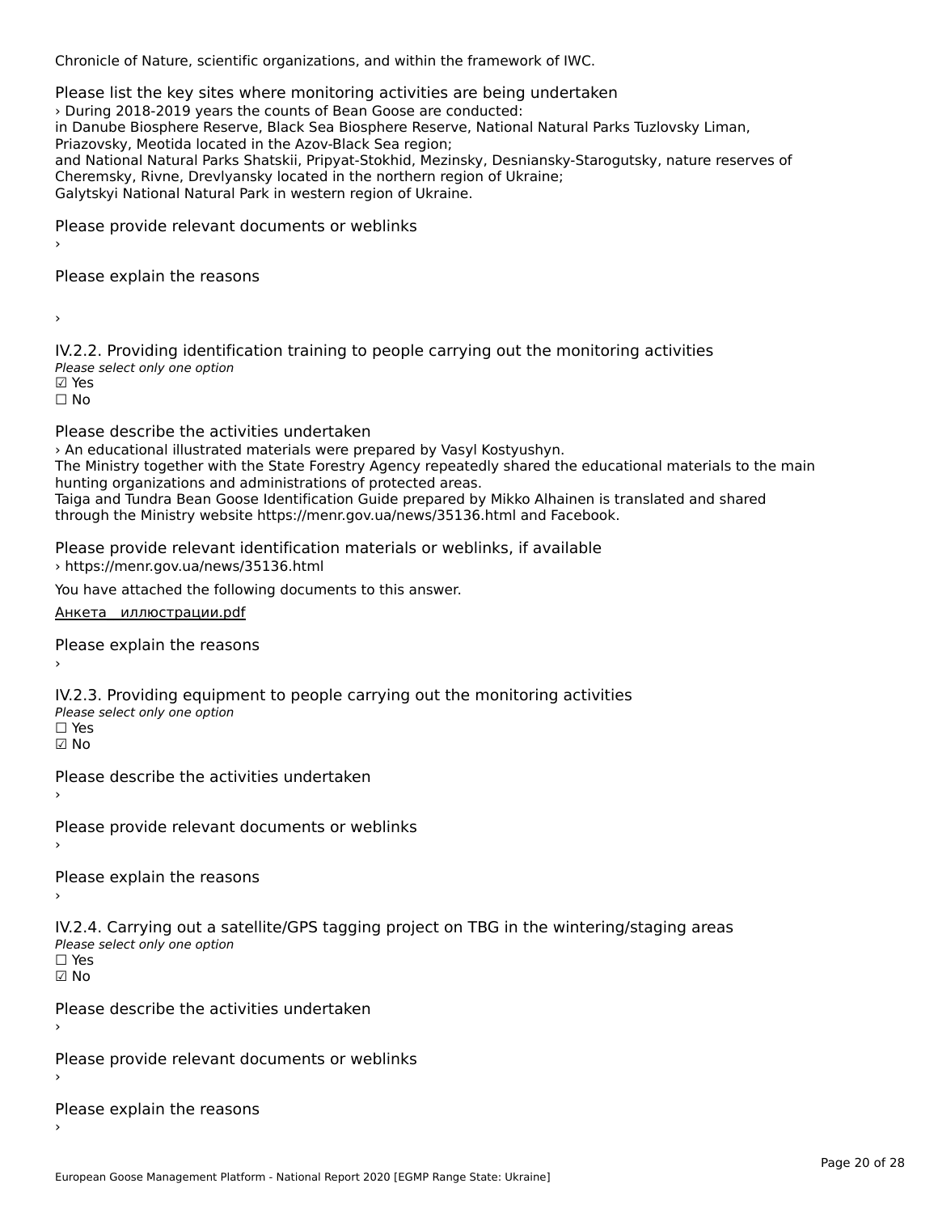Chronicle of Nature, scientific organizations, and within the framework of IWC.

Please list the key sites where monitoring activities are being undertaken

› During 2018-2019 years the counts of Bean Goose are conducted:
in Danube Biosphere Reserve, Black Sea Biosphere Reserve, National Natural Parks Tuzlovsky Liman, Priazovsky, Meotida located in the Azov-Black Sea region;
and National Natural Parks Shatskii, Pripyat-Stokhid, Mezinsky, Desniansky-Starogutsky, nature reserves of Cheremsky, Rivne, Drevlyansky located in the northern region of Ukraine;
Galytskyi National Natural Park in western region of Ukraine.

Please provide relevant documents or weblinks

›

Please explain the reasons

›

IV.2.2. Providing identification training to people carrying out the monitoring activities

*Please select only one option*

☑ Yes
☐ No

Please describe the activities undertaken

› An educational illustrated materials were prepared by Vasyl Kostyushyn.
The Ministry together with the State Forestry Agency repeatedly shared the educational materials to the main hunting organizations and administrations of protected areas.
Taiga and Tundra Bean Goose Identification Guide prepared by Mikko Alhainen is translated and shared through the Ministry website https://menr.gov.ua/news/35136.html and Facebook.

Please provide relevant identification materials or weblinks, if available

› https://menr.gov.ua/news/35136.html

You have attached the following documents to this answer.

Анкета_ иллюстрации.pdf

Please explain the reasons

›

IV.2.3. Providing equipment to people carrying out the monitoring activities

*Please select only one option*

☐ Yes
☑ No

Please describe the activities undertaken

›

Please provide relevant documents or weblinks

›

Please explain the reasons

›

IV.2.4. Carrying out a satellite/GPS tagging project on TBG in the wintering/staging areas

*Please select only one option*

☐ Yes
☑ No

Please describe the activities undertaken

›

Please provide relevant documents or weblinks

›

Please explain the reasons

›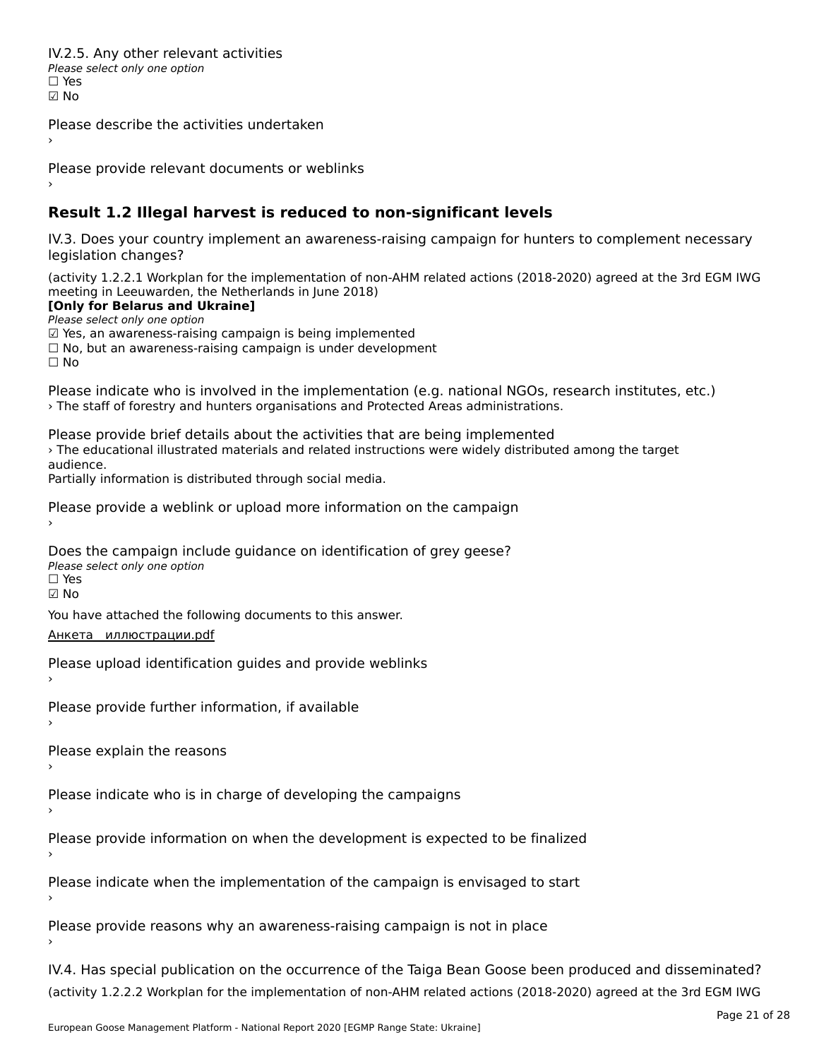IV.2.5. Any other relevant activities

*Please select only one option*

☐ Yes

☑ No

Please describe the activities undertaken

›

Please provide relevant documents or weblinks

›

## Result 1.2 Illegal harvest is reduced to non-significant levels

IV.3. Does your country implement an awareness-raising campaign for hunters to complement necessary legislation changes?

(activity 1.2.2.1 Workplan for the implementation of non-AHM related actions (2018-2020) agreed at the 3rd EGM IWG meeting in Leeuwarden, the Netherlands in June 2018)

**[Only for Belarus and Ukraine]**

*Please select only one option*

☑ Yes, an awareness-raising campaign is being implemented

☐ No, but an awareness-raising campaign is under development

☐ No

Please indicate who is involved in the implementation (e.g. national NGOs, research institutes, etc.)

› The staff of forestry and hunters organisations and Protected Areas administrations.

Please provide brief details about the activities that are being implemented

› The educational illustrated materials and related instructions were widely distributed among the target audience.

Partially information is distributed through social media.

Please provide a weblink or upload more information on the campaign

›

Does the campaign include guidance on identification of grey geese?

*Please select only one option*

☐ Yes

☑ No

You have attached the following documents to this answer.

Анкета_иллюстрации.pdf

Please upload identification guides and provide weblinks

›

Please provide further information, if available

›

Please explain the reasons

›

Please indicate who is in charge of developing the campaigns

›

Please provide information on when the development is expected to be finalized

›

Please indicate when the implementation of the campaign is envisaged to start

›

Please provide reasons why an awareness-raising campaign is not in place

›

IV.4. Has special publication on the occurrence of the Taiga Bean Goose been produced and disseminated?

(activity 1.2.2.2 Workplan for the implementation of non-AHM related actions (2018-2020) agreed at the 3rd EGM IWG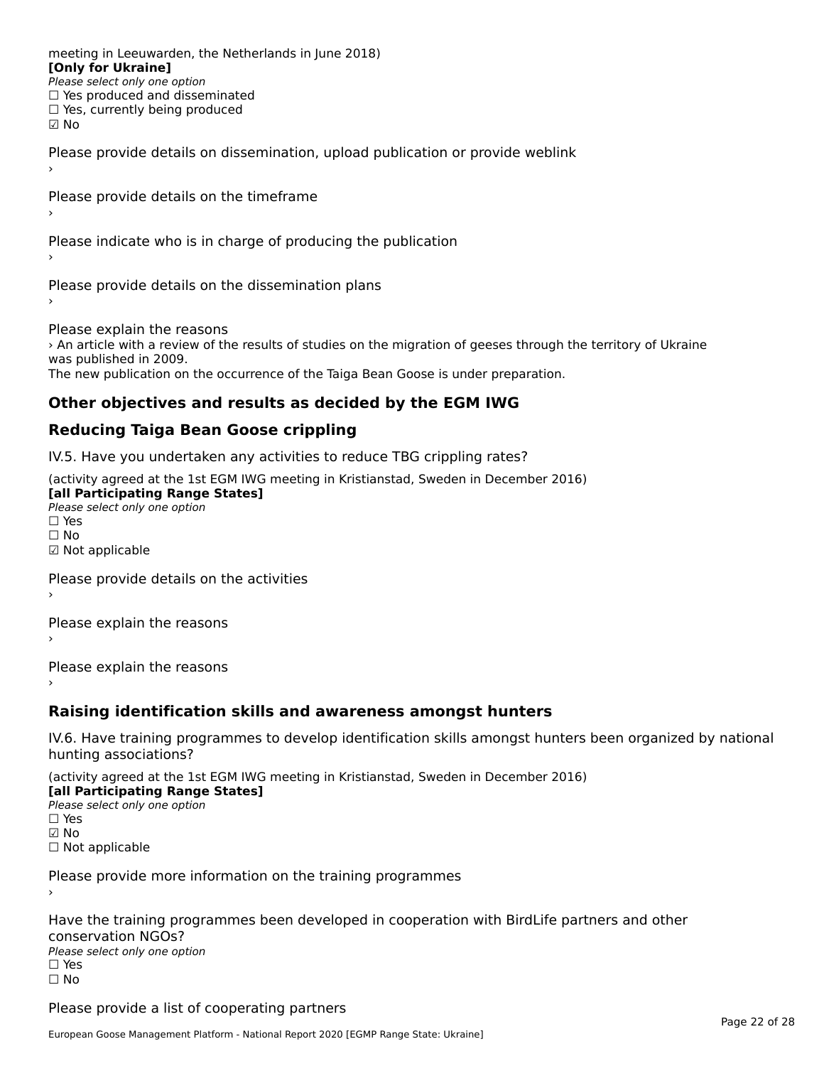meeting in Leeuwarden, the Netherlands in June 2018)
**[Only for Ukraine]**
*Please select only one option*
☐ Yes produced and disseminated
☐ Yes, currently being produced
☑ No

Please provide details on dissemination, upload publication or provide weblink
›

Please provide details on the timeframe
›

Please indicate who is in charge of producing the publication
›

Please provide details on the dissemination plans
›

Please explain the reasons
› An article with a review of the results of studies on the migration of geeses through the territory of Ukraine was published in 2009.
The new publication on the occurrence of the Taiga Bean Goose is under preparation.

## Other objectives and results as decided by the EGM IWG

## Reducing Taiga Bean Goose crippling

IV.5. Have you undertaken any activities to reduce TBG crippling rates?

(activity agreed at the 1st EGM IWG meeting in Kristianstad, Sweden in December 2016)
**[all Participating Range States]**
*Please select only one option*
☐ Yes
☐ No
☑ Not applicable

Please provide details on the activities
›

Please explain the reasons
›

Please explain the reasons
›

## Raising identification skills and awareness amongst hunters

IV.6. Have training programmes to develop identification skills amongst hunters been organized by national hunting associations?

(activity agreed at the 1st EGM IWG meeting in Kristianstad, Sweden in December 2016)
**[all Participating Range States]**
*Please select only one option*
☐ Yes
☑ No
☐ Not applicable

Please provide more information on the training programmes
›

Have the training programmes been developed in cooperation with BirdLife partners and other conservation NGOs?
*Please select only one option*
☐ Yes
☐ No

Please provide a list of cooperating partners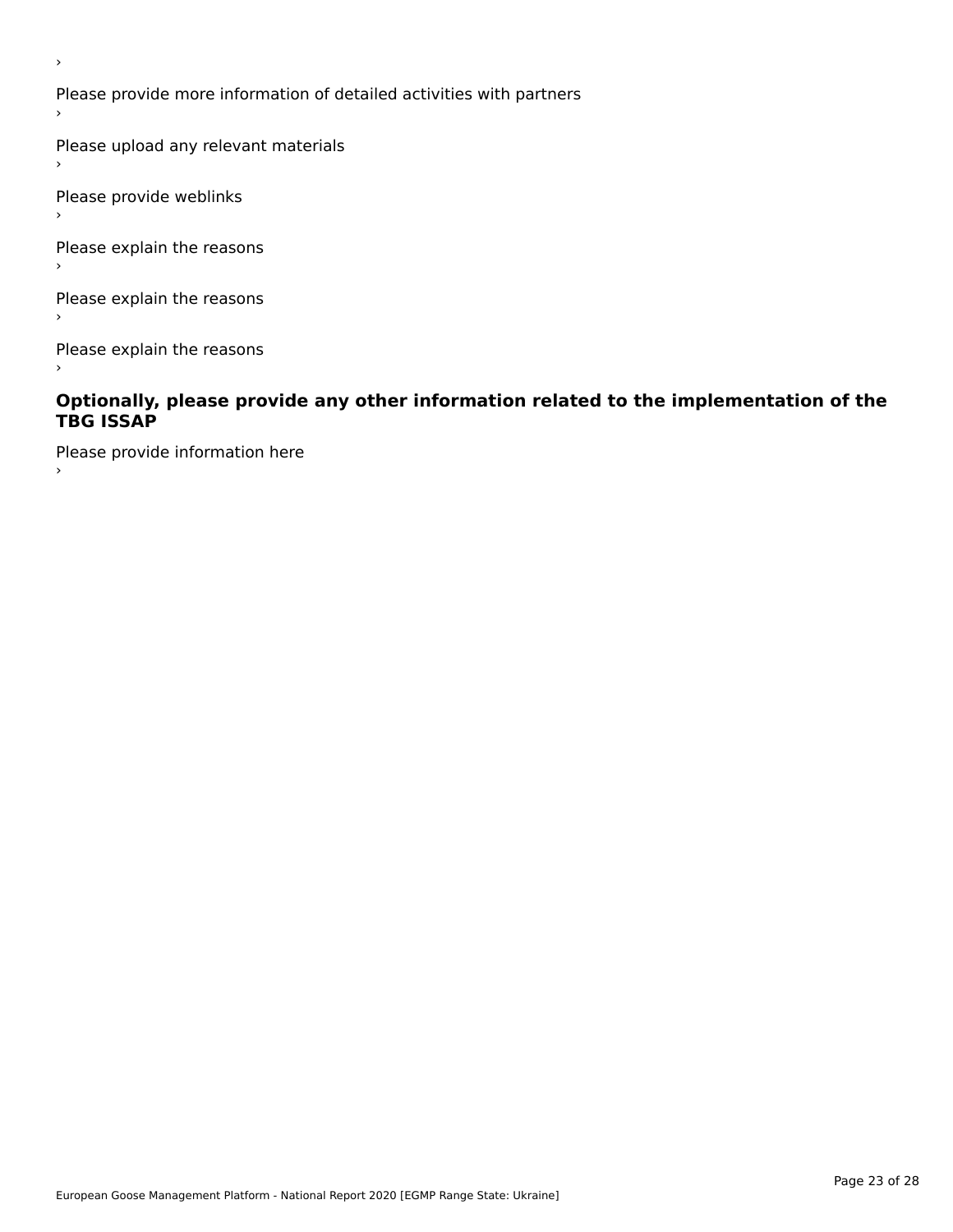›

Please provide more information of detailed activities with partners

›

Please upload any relevant materials

›

Please provide weblinks

›

Please explain the reasons

›

Please explain the reasons

›

Please explain the reasons

›

## Optionally, please provide any other information related to the implementation of the TBG ISSAP

Please provide information here

›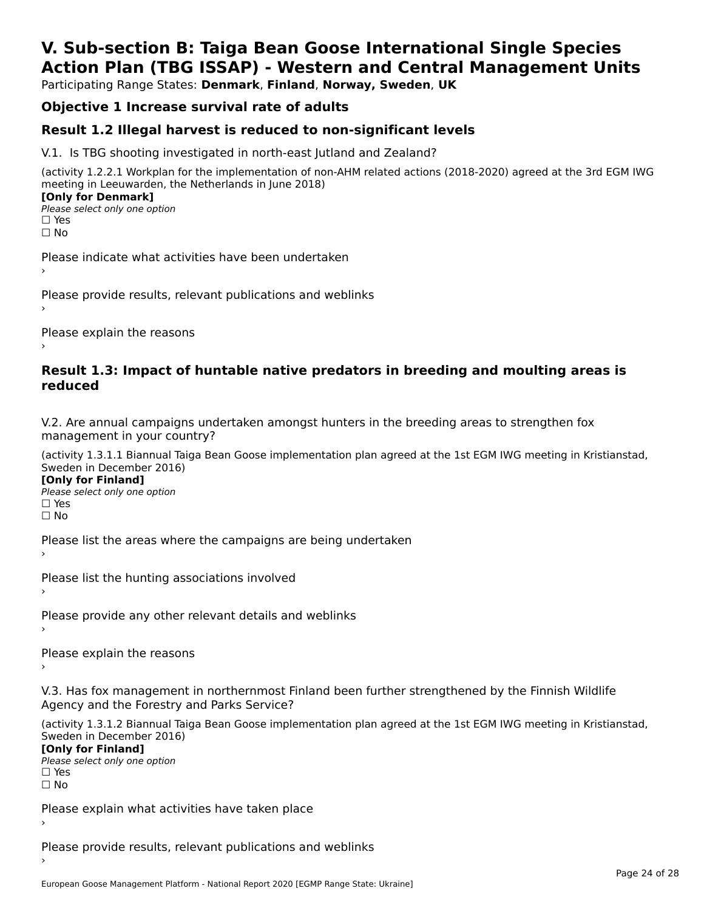# V. Sub-section B: Taiga Bean Goose International Single Species Action Plan (TBG ISSAP) - Western and Central Management Units

Participating Range States: **Denmark**, **Finland**, **Norway, Sweden**, **UK**

## Objective 1 Increase survival rate of adults

## Result 1.2 Illegal harvest is reduced to non-significant levels

V.1. Is TBG shooting investigated in north-east Jutland and Zealand?

(activity 1.2.2.1 Workplan for the implementation of non-AHM related actions (2018-2020) agreed at the 3rd EGM IWG meeting in Leeuwarden, the Netherlands in June 2018)

**[Only for Denmark]**

*Please select only one option*

☐ Yes

☐ No

Please indicate what activities have been undertaken

›

Please provide results, relevant publications and weblinks

›

Please explain the reasons

›

## Result 1.3: Impact of huntable native predators in breeding and moulting areas is reduced

V.2. Are annual campaigns undertaken amongst hunters in the breeding areas to strengthen fox management in your country?

(activity 1.3.1.1 Biannual Taiga Bean Goose implementation plan agreed at the 1st EGM IWG meeting in Kristianstad, Sweden in December 2016)

**[Only for Finland]**

*Please select only one option*

☐ Yes

☐ No

Please list the areas where the campaigns are being undertaken

›

Please list the hunting associations involved

›

Please provide any other relevant details and weblinks

›

Please explain the reasons

›

V.3. Has fox management in northernmost Finland been further strengthened by the Finnish Wildlife Agency and the Forestry and Parks Service?

(activity 1.3.1.2 Biannual Taiga Bean Goose implementation plan agreed at the 1st EGM IWG meeting in Kristianstad, Sweden in December 2016)

**[Only for Finland]**

*Please select only one option*

☐ Yes

☐ No

Please explain what activities have taken place

›

Please provide results, relevant publications and weblinks

›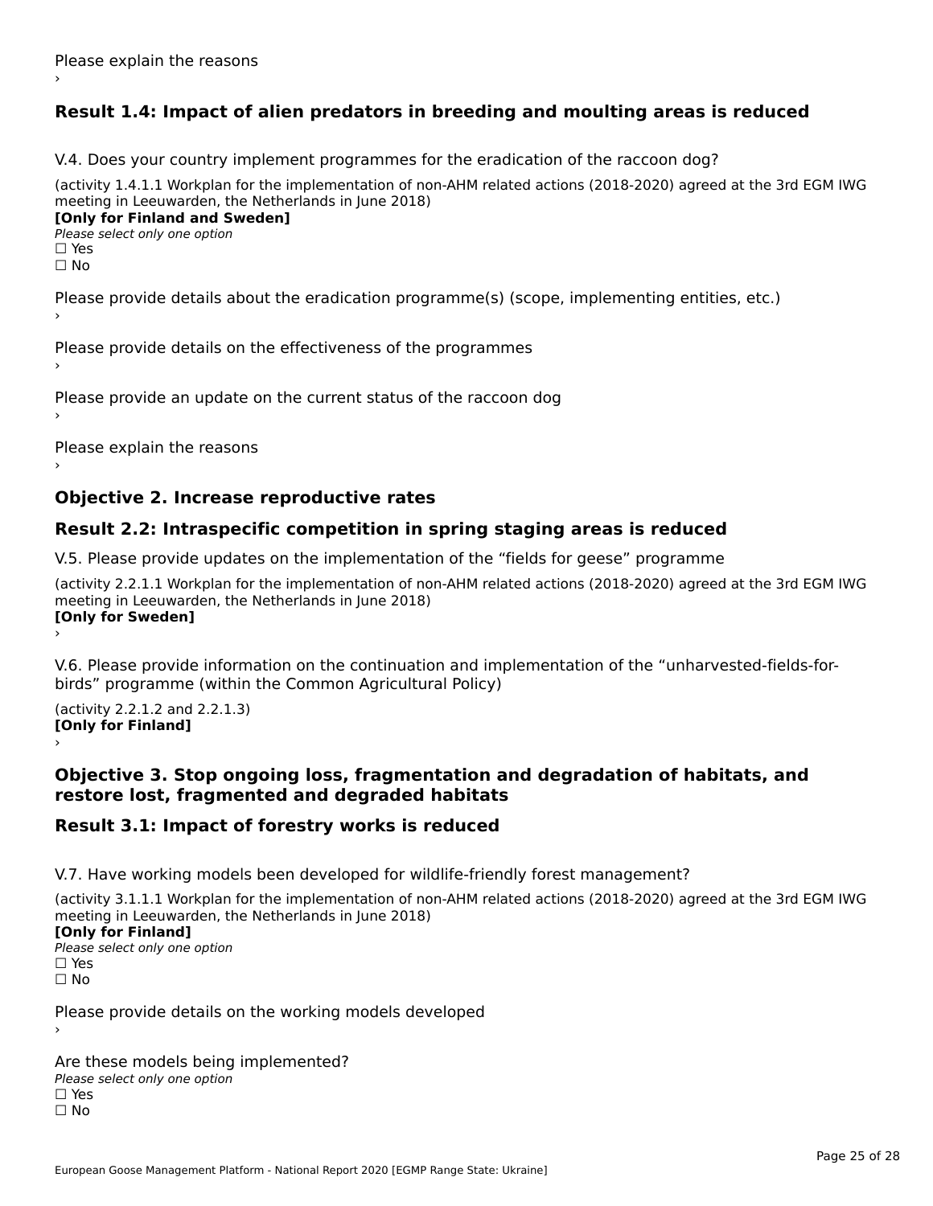Please explain the reasons

›

## Result 1.4: Impact of alien predators in breeding and moulting areas is reduced

V.4. Does your country implement programmes for the eradication of the raccoon dog?

(activity 1.4.1.1 Workplan for the implementation of non-AHM related actions (2018-2020) agreed at the 3rd EGM IWG meeting in Leeuwarden, the Netherlands in June 2018)

**[Only for Finland and Sweden]**

*Please select only one option*

☐ Yes

☐ No

Please provide details about the eradication programme(s) (scope, implementing entities, etc.)

›

Please provide details on the effectiveness of the programmes

›

Please provide an update on the current status of the raccoon dog

›

Please explain the reasons

›

## Objective 2. Increase reproductive rates

## Result 2.2: Intraspecific competition in spring staging areas is reduced

V.5. Please provide updates on the implementation of the “fields for geese” programme

(activity 2.2.1.1 Workplan for the implementation of non-AHM related actions (2018-2020) agreed at the 3rd EGM IWG meeting in Leeuwarden, the Netherlands in June 2018)

**[Only for Sweden]**

›

V.6. Please provide information on the continuation and implementation of the “unharvested-fields-for-birds” programme (within the Common Agricultural Policy)

(activity 2.2.1.2 and 2.2.1.3)

**[Only for Finland]**

›

## Objective 3. Stop ongoing loss, fragmentation and degradation of habitats, and restore lost, fragmented and degraded habitats

## Result 3.1: Impact of forestry works is reduced

V.7. Have working models been developed for wildlife-friendly forest management?

(activity 3.1.1.1 Workplan for the implementation of non-AHM related actions (2018-2020) agreed at the 3rd EGM IWG meeting in Leeuwarden, the Netherlands in June 2018)

**[Only for Finland]**

*Please select only one option*

☐ Yes

☐ No

Please provide details on the working models developed

›

Are these models being implemented?

*Please select only one option*

☐ Yes

☐ No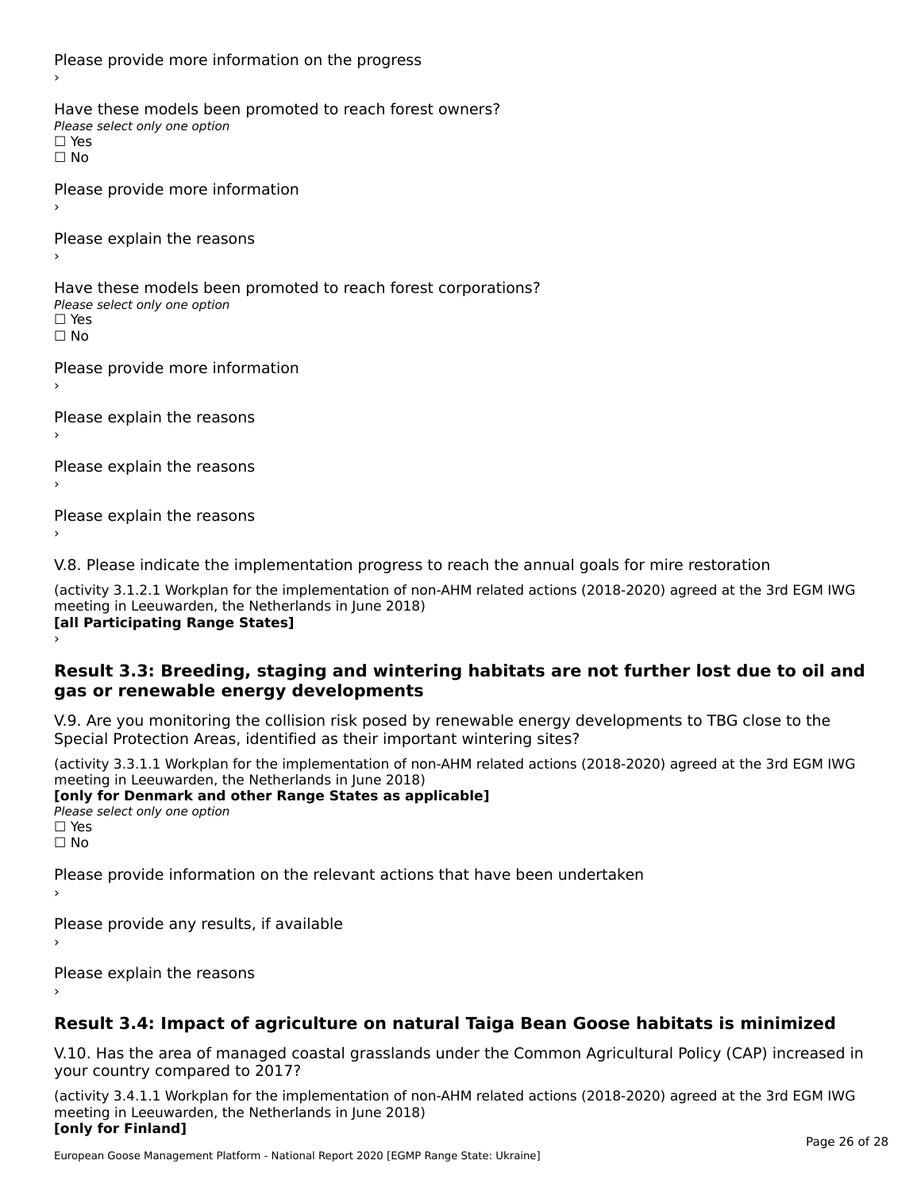Please provide more information on the progress

›

Have these models been promoted to reach forest owners?

*Please select only one option*

☐ Yes

☐ No

Please provide more information

›

Please explain the reasons

›

Have these models been promoted to reach forest corporations?

*Please select only one option*

☐ Yes

☐ No

Please provide more information

›

Please explain the reasons

›

Please explain the reasons

›

Please explain the reasons

›

V.8. Please indicate the implementation progress to reach the annual goals for mire restoration

(activity 3.1.2.1 Workplan for the implementation of non-AHM related actions (2018-2020) agreed at the 3rd EGM IWG meeting in Leeuwarden, the Netherlands in June 2018)

**[all Participating Range States]**

›

## Result 3.3: Breeding, staging and wintering habitats are not further lost due to oil and gas or renewable energy developments

V.9. Are you monitoring the collision risk posed by renewable energy developments to TBG close to the Special Protection Areas, identified as their important wintering sites?

(activity 3.3.1.1 Workplan for the implementation of non-AHM related actions (2018-2020) agreed at the 3rd EGM IWG meeting in Leeuwarden, the Netherlands in June 2018)

**[only for Denmark and other Range States as applicable]**

*Please select only one option*

☐ Yes

☐ No

Please provide information on the relevant actions that have been undertaken

›

Please provide any results, if available

›

Please explain the reasons

›

## Result 3.4: Impact of agriculture on natural Taiga Bean Goose habitats is minimized

V.10. Has the area of managed coastal grasslands under the Common Agricultural Policy (CAP) increased in your country compared to 2017?

(activity 3.4.1.1 Workplan for the implementation of non-AHM related actions (2018-2020) agreed at the 3rd EGM IWG meeting in Leeuwarden, the Netherlands in June 2018)

**[only for Finland]**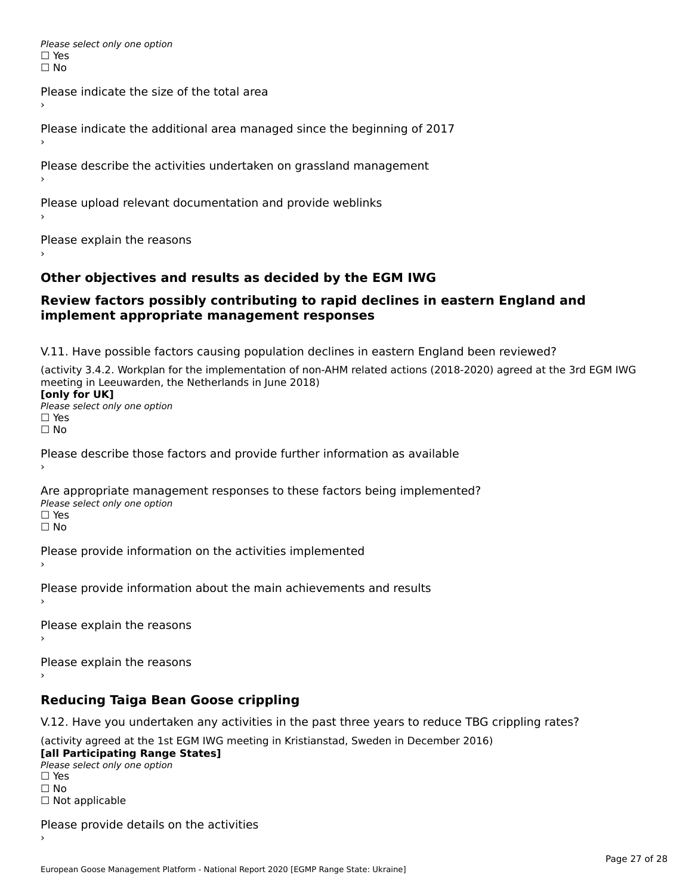*Please select only one option*
☐ Yes
☐ No

Please indicate the size of the total area
›

Please indicate the additional area managed since the beginning of 2017
›

Please describe the activities undertaken on grassland management
›

Please upload relevant documentation and provide weblinks
›

Please explain the reasons
›

## Other objectives and results as decided by the EGM IWG

## Review factors possibly contributing to rapid declines in eastern England and implement appropriate management responses

V.11. Have possible factors causing population declines in eastern England been reviewed?

(activity 3.4.2. Workplan for the implementation of non-AHM related actions (2018-2020) agreed at the 3rd EGM IWG meeting in Leeuwarden, the Netherlands in June 2018)
**[only for UK]**
*Please select only one option*
☐ Yes
☐ No

Please describe those factors and provide further information as available
›

Are appropriate management responses to these factors being implemented?
*Please select only one option*
☐ Yes
☐ No

Please provide information on the activities implemented
›

Please provide information about the main achievements and results
›

Please explain the reasons
›

Please explain the reasons
›

## Reducing Taiga Bean Goose crippling

V.12. Have you undertaken any activities in the past three years to reduce TBG crippling rates?

(activity agreed at the 1st EGM IWG meeting in Kristianstad, Sweden in December 2016)
**[all Participating Range States]**
*Please select only one option*
☐ Yes
☐ No
☐ Not applicable

Please provide details on the activities
›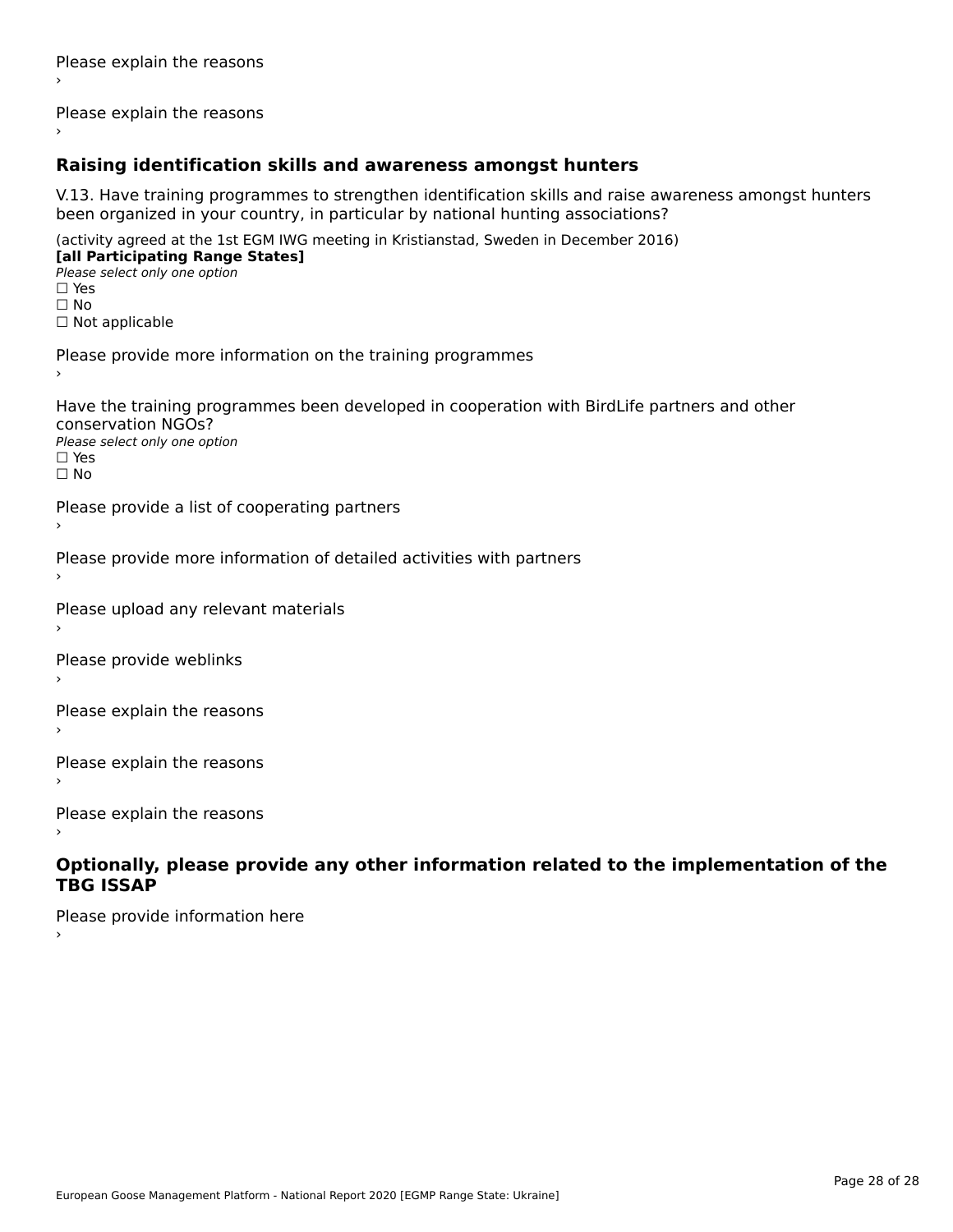Please explain the reasons
›

Please explain the reasons
›

## Raising identification skills and awareness amongst hunters

V.13. Have training programmes to strengthen identification skills and raise awareness amongst hunters been organized in your country, in particular by national hunting associations?

(activity agreed at the 1st EGM IWG meeting in Kristianstad, Sweden in December 2016)
**[all Participating Range States]**
*Please select only one option*
☐ Yes
☐ No
☐ Not applicable

Please provide more information on the training programmes
›

Have the training programmes been developed in cooperation with BirdLife partners and other conservation NGOs?
*Please select only one option*
☐ Yes
☐ No

Please provide a list of cooperating partners
›

Please provide more information of detailed activities with partners
›

Please upload any relevant materials
›

Please provide weblinks
›

Please explain the reasons
›

Please explain the reasons
›

Please explain the reasons
›

## Optionally, please provide any other information related to the implementation of the TBG ISSAP

Please provide information here
›